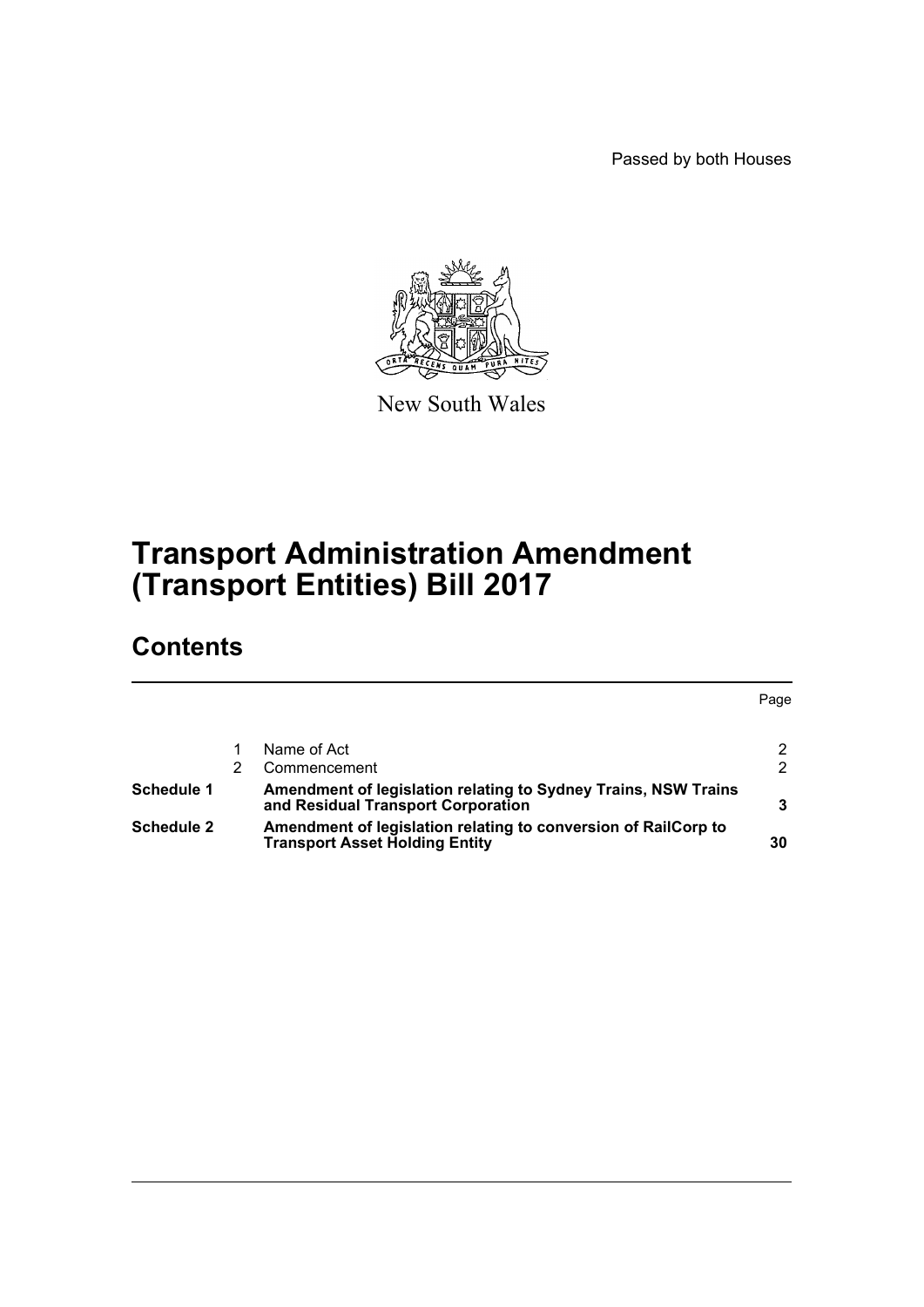Passed by both Houses

New South Wales

# Transport Administration Amendment (Transport Entities) Bill 2017

## Contents

| | | | Page |
|---|---|---|---|
| | 1 | Name of Act | 2 |
| | 2 | Commencement | 2 |
| **Schedule 1** | | **Amendment of legislation relating to Sydney Trains, NSW Trains and Residual Transport Corporation** | **3** |
| **Schedule 2** | | **Amendment of legislation relating to conversion of RailCorp to Transport Asset Holding Entity** | **30** |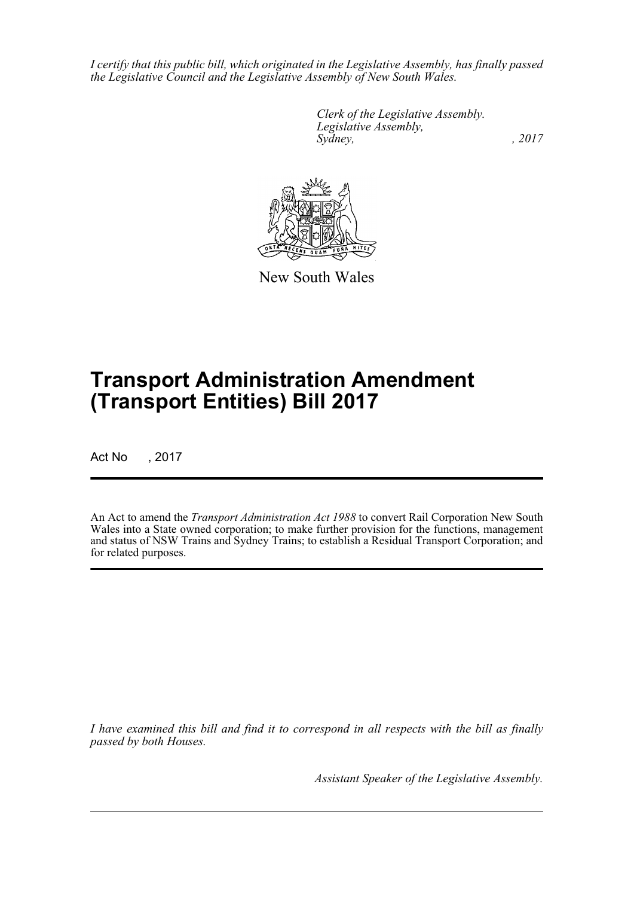*I certify that this public bill, which originated in the Legislative Assembly, has finally passed the Legislative Council and the Legislative Assembly of New South Wales.*

*Clerk of the Legislative Assembly.*
*Legislative Assembly,*
*Sydney,* *, 2017*

New South Wales

# Transport Administration Amendment (Transport Entities) Bill 2017

Act No , 2017

An Act to amend the *Transport Administration Act 1988* to convert Rail Corporation New South Wales into a State owned corporation; to make further provision for the functions, management and status of NSW Trains and Sydney Trains; to establish a Residual Transport Corporation; and for related purposes.

*I have examined this bill and find it to correspond in all respects with the bill as finally passed by both Houses.*

*Assistant Speaker of the Legislative Assembly.*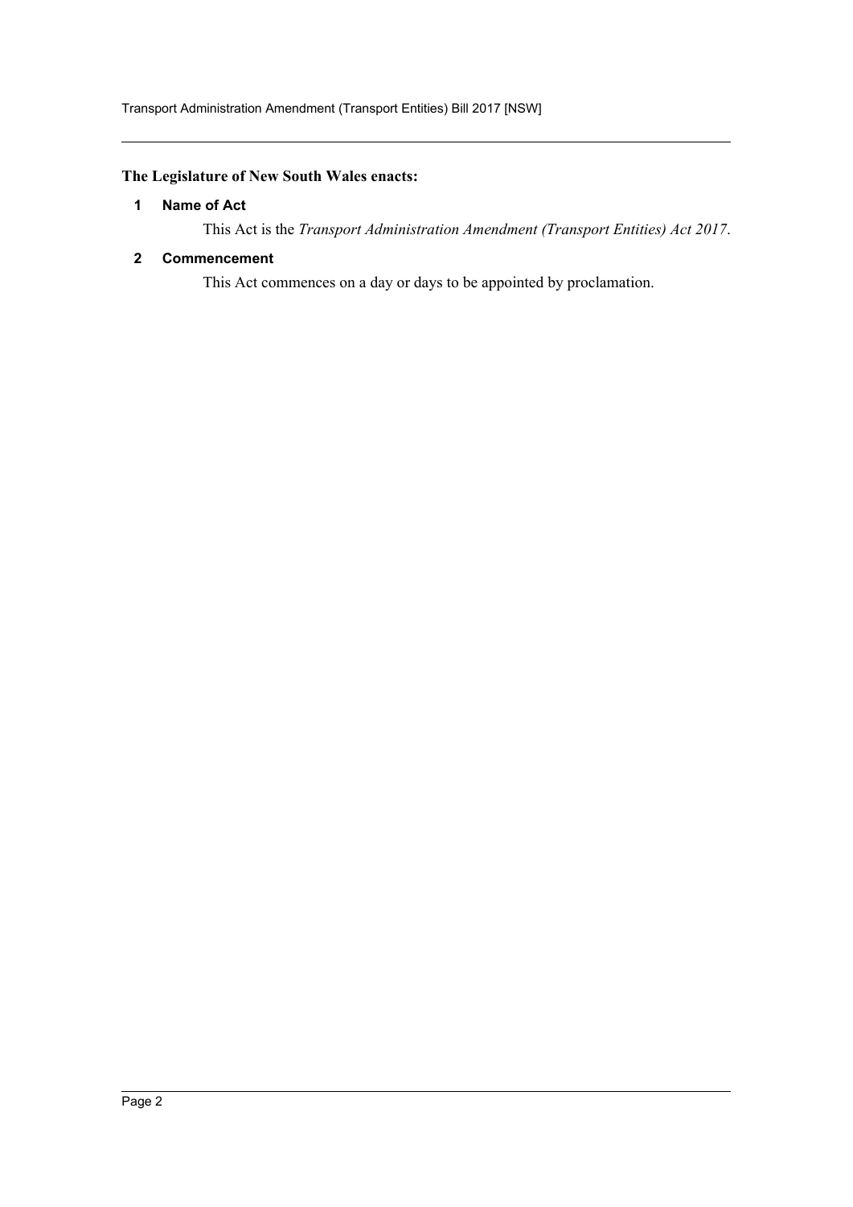**The Legislature of New South Wales enacts:**

### 1 Name of Act

This Act is the *Transport Administration Amendment (Transport Entities) Act 2017*.

### 2 Commencement

This Act commences on a day or days to be appointed by proclamation.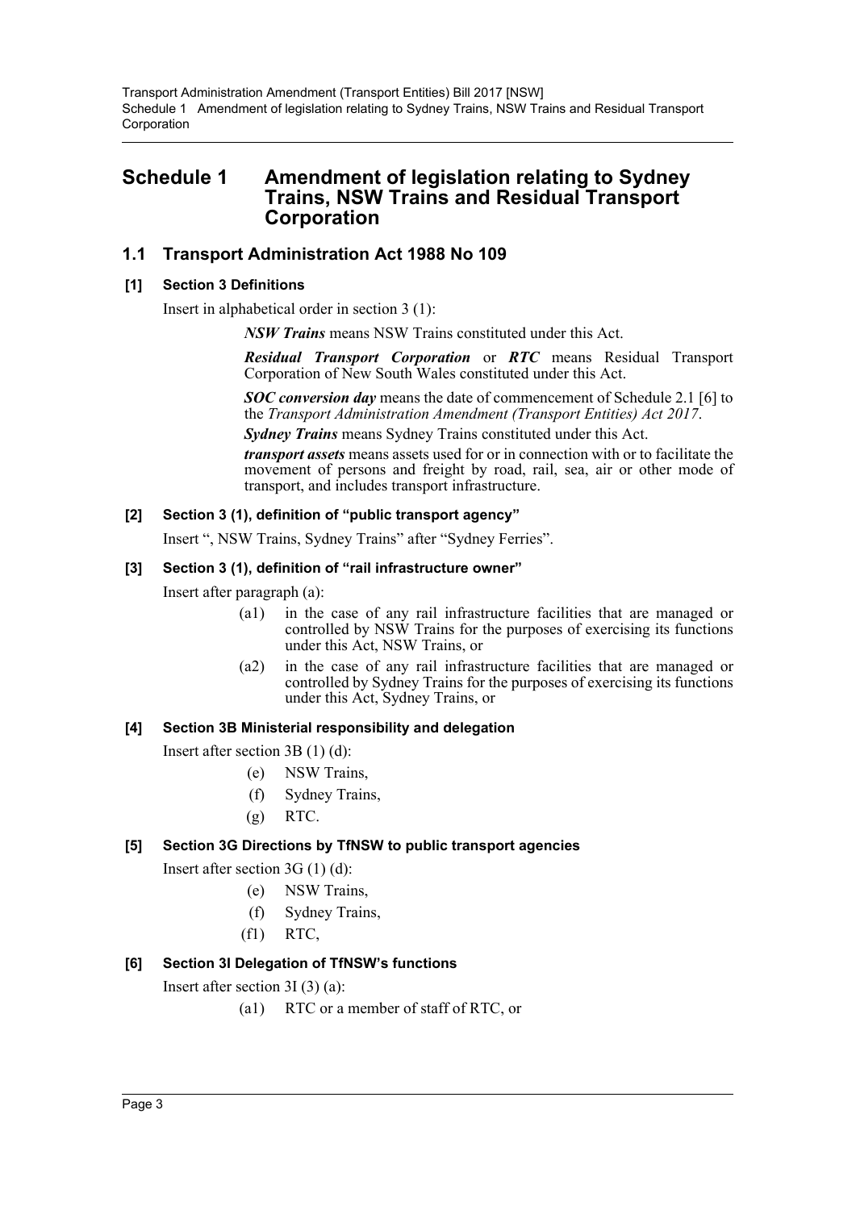# Schedule 1 Amendment of legislation relating to Sydney Trains, NSW Trains and Residual Transport Corporation

## 1.1 Transport Administration Act 1988 No 109

### [1] Section 3 Definitions

Insert in alphabetical order in section 3 (1):

> ***NSW Trains*** means NSW Trains constituted under this Act.
>
> ***Residual Transport Corporation*** or ***RTC*** means Residual Transport Corporation of New South Wales constituted under this Act.
>
> ***SOC conversion day*** means the date of commencement of Schedule 2.1 [6] to the *Transport Administration Amendment (Transport Entities) Act 2017*.
>
> ***Sydney Trains*** means Sydney Trains constituted under this Act.
>
> ***transport assets*** means assets used for or in connection with or to facilitate the movement of persons and freight by road, rail, sea, air or other mode of transport, and includes transport infrastructure.

### [2] Section 3 (1), definition of "public transport agency"

Insert ", NSW Trains, Sydney Trains" after "Sydney Ferries".

### [3] Section 3 (1), definition of "rail infrastructure owner"

Insert after paragraph (a):

> (a1) in the case of any rail infrastructure facilities that are managed or controlled by NSW Trains for the purposes of exercising its functions under this Act, NSW Trains, or
>
> (a2) in the case of any rail infrastructure facilities that are managed or controlled by Sydney Trains for the purposes of exercising its functions under this Act, Sydney Trains, or

### [4] Section 3B Ministerial responsibility and delegation

Insert after section 3B (1) (d):

> (e) NSW Trains,
>
> (f) Sydney Trains,
>
> (g) RTC.

### [5] Section 3G Directions by TfNSW to public transport agencies

Insert after section 3G (1) (d):

> (e) NSW Trains,
>
> (f) Sydney Trains,
>
> (f1) RTC,

### [6] Section 3I Delegation of TfNSW's functions

Insert after section 3I (3) (a):

> (a1) RTC or a member of staff of RTC, or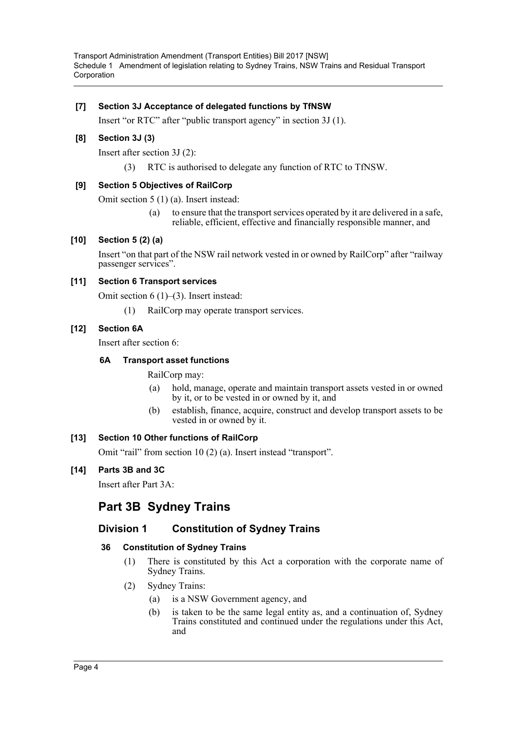**[7] Section 3J Acceptance of delegated functions by TfNSW**

Insert "or RTC" after "public transport agency" in section 3J (1).

**[8] Section 3J (3)**

Insert after section 3J (2):

(3) RTC is authorised to delegate any function of RTC to TfNSW.

**[9] Section 5 Objectives of RailCorp**

Omit section 5 (1) (a). Insert instead:

(a) to ensure that the transport services operated by it are delivered in a safe, reliable, efficient, effective and financially responsible manner, and

**[10] Section 5 (2) (a)**

Insert "on that part of the NSW rail network vested in or owned by RailCorp" after "railway passenger services".

**[11] Section 6 Transport services**

Omit section 6 (1)–(3). Insert instead:

(1) RailCorp may operate transport services.

**[12] Section 6A**

Insert after section 6:

**6A Transport asset functions**

RailCorp may:

(a) hold, manage, operate and maintain transport assets vested in or owned by it, or to be vested in or owned by it, and

(b) establish, finance, acquire, construct and develop transport assets to be vested in or owned by it.

**[13] Section 10 Other functions of RailCorp**

Omit "rail" from section 10 (2) (a). Insert instead "transport".

**[14] Parts 3B and 3C**

Insert after Part 3A:

# Part 3B Sydney Trains

## Division 1 Constitution of Sydney Trains

**36 Constitution of Sydney Trains**

(1) There is constituted by this Act a corporation with the corporate name of Sydney Trains.

(2) Sydney Trains:

(a) is a NSW Government agency, and

(b) is taken to be the same legal entity as, and a continuation of, Sydney Trains constituted and continued under the regulations under this Act, and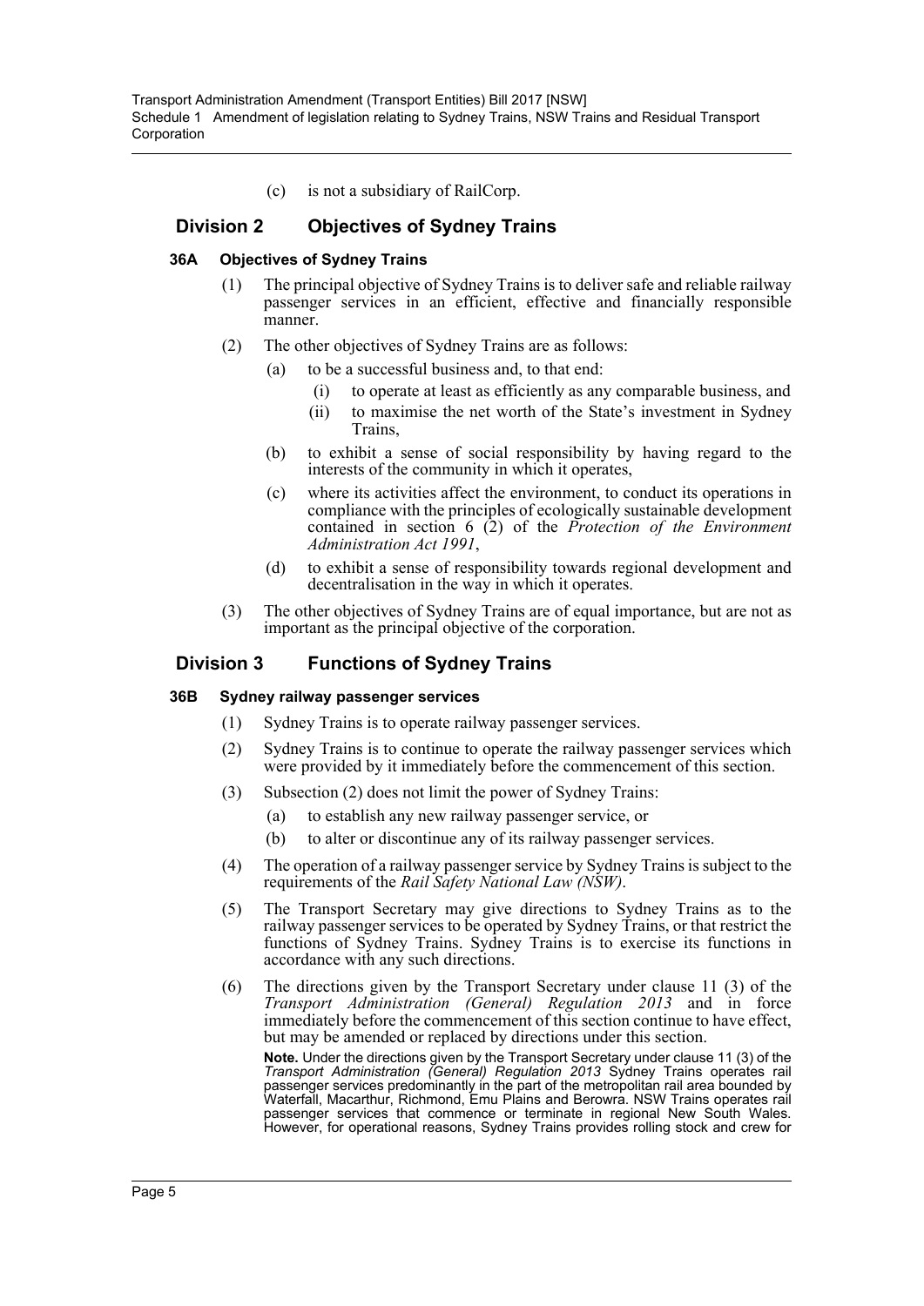(c) is not a subsidiary of RailCorp.

## Division 2 Objectives of Sydney Trains

### 36A Objectives of Sydney Trains

(1) The principal objective of Sydney Trains is to deliver safe and reliable railway passenger services in an efficient, effective and financially responsible manner.

(2) The other objectives of Sydney Trains are as follows:

(a) to be a successful business and, to that end:

(i) to operate at least as efficiently as any comparable business, and

(ii) to maximise the net worth of the State's investment in Sydney Trains,

(b) to exhibit a sense of social responsibility by having regard to the interests of the community in which it operates,

(c) where its activities affect the environment, to conduct its operations in compliance with the principles of ecologically sustainable development contained in section 6 (2) of the *Protection of the Environment Administration Act 1991*,

(d) to exhibit a sense of responsibility towards regional development and decentralisation in the way in which it operates.

(3) The other objectives of Sydney Trains are of equal importance, but are not as important as the principal objective of the corporation.

## Division 3 Functions of Sydney Trains

### 36B Sydney railway passenger services

(1) Sydney Trains is to operate railway passenger services.

(2) Sydney Trains is to continue to operate the railway passenger services which were provided by it immediately before the commencement of this section.

(3) Subsection (2) does not limit the power of Sydney Trains:

(a) to establish any new railway passenger service, or

(b) to alter or discontinue any of its railway passenger services.

(4) The operation of a railway passenger service by Sydney Trains is subject to the requirements of the *Rail Safety National Law (NSW)*.

(5) The Transport Secretary may give directions to Sydney Trains as to the railway passenger services to be operated by Sydney Trains, or that restrict the functions of Sydney Trains. Sydney Trains is to exercise its functions in accordance with any such directions.

(6) The directions given by the Transport Secretary under clause 11 (3) of the *Transport Administration (General) Regulation 2013* and in force immediately before the commencement of this section continue to have effect, but may be amended or replaced by directions under this section.

**Note.** Under the directions given by the Transport Secretary under clause 11 (3) of the *Transport Administration (General) Regulation 2013* Sydney Trains operates rail passenger services predominantly in the part of the metropolitan rail area bounded by Waterfall, Macarthur, Richmond, Emu Plains and Berowra. NSW Trains operates rail passenger services that commence or terminate in regional New South Wales. However, for operational reasons, Sydney Trains provides rolling stock and crew for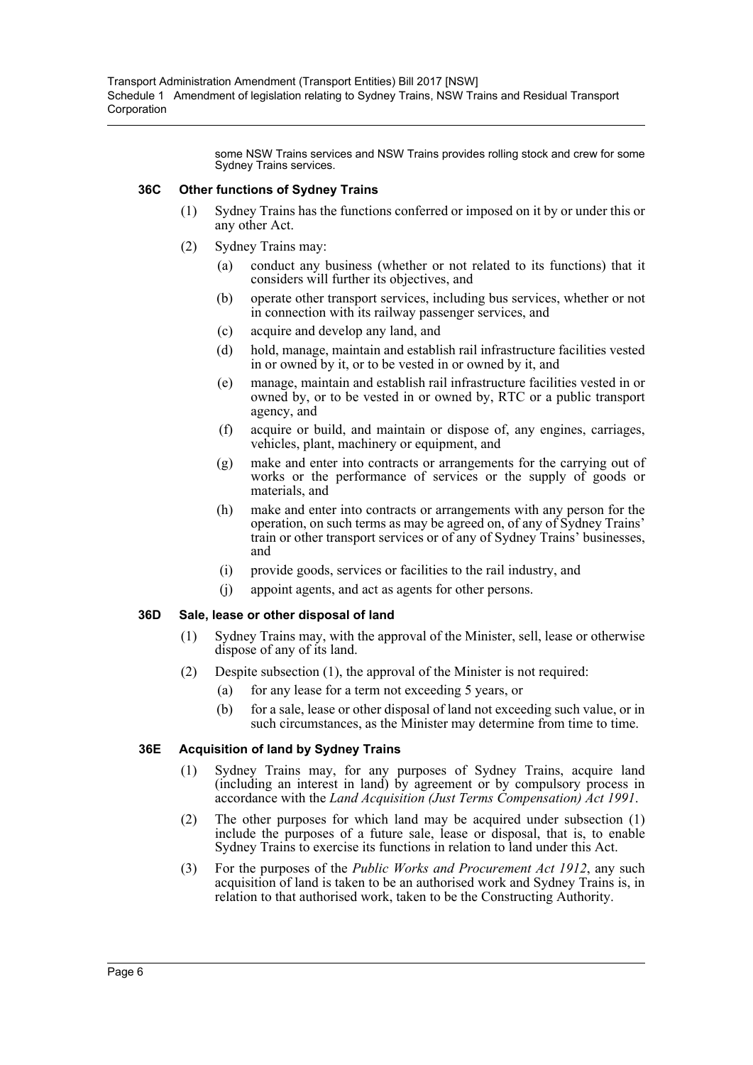some NSW Trains services and NSW Trains provides rolling stock and crew for some Sydney Trains services.

### 36C Other functions of Sydney Trains

(1) Sydney Trains has the functions conferred or imposed on it by or under this or any other Act.

(2) Sydney Trains may:

(a) conduct any business (whether or not related to its functions) that it considers will further its objectives, and

(b) operate other transport services, including bus services, whether or not in connection with its railway passenger services, and

(c) acquire and develop any land, and

(d) hold, manage, maintain and establish rail infrastructure facilities vested in or owned by it, or to be vested in or owned by it, and

(e) manage, maintain and establish rail infrastructure facilities vested in or owned by, or to be vested in or owned by, RTC or a public transport agency, and

(f) acquire or build, and maintain or dispose of, any engines, carriages, vehicles, plant, machinery or equipment, and

(g) make and enter into contracts or arrangements for the carrying out of works or the performance of services or the supply of goods or materials, and

(h) make and enter into contracts or arrangements with any person for the operation, on such terms as may be agreed on, of any of Sydney Trains' train or other transport services or of any of Sydney Trains' businesses, and

(i) provide goods, services or facilities to the rail industry, and

(j) appoint agents, and act as agents for other persons.

### 36D Sale, lease or other disposal of land

(1) Sydney Trains may, with the approval of the Minister, sell, lease or otherwise dispose of any of its land.

(2) Despite subsection (1), the approval of the Minister is not required:

(a) for any lease for a term not exceeding 5 years, or

(b) for a sale, lease or other disposal of land not exceeding such value, or in such circumstances, as the Minister may determine from time to time.

### 36E Acquisition of land by Sydney Trains

(1) Sydney Trains may, for any purposes of Sydney Trains, acquire land (including an interest in land) by agreement or by compulsory process in accordance with the *Land Acquisition (Just Terms Compensation) Act 1991*.

(2) The other purposes for which land may be acquired under subsection (1) include the purposes of a future sale, lease or disposal, that is, to enable Sydney Trains to exercise its functions in relation to land under this Act.

(3) For the purposes of the *Public Works and Procurement Act 1912*, any such acquisition of land is taken to be an authorised work and Sydney Trains is, in relation to that authorised work, taken to be the Constructing Authority.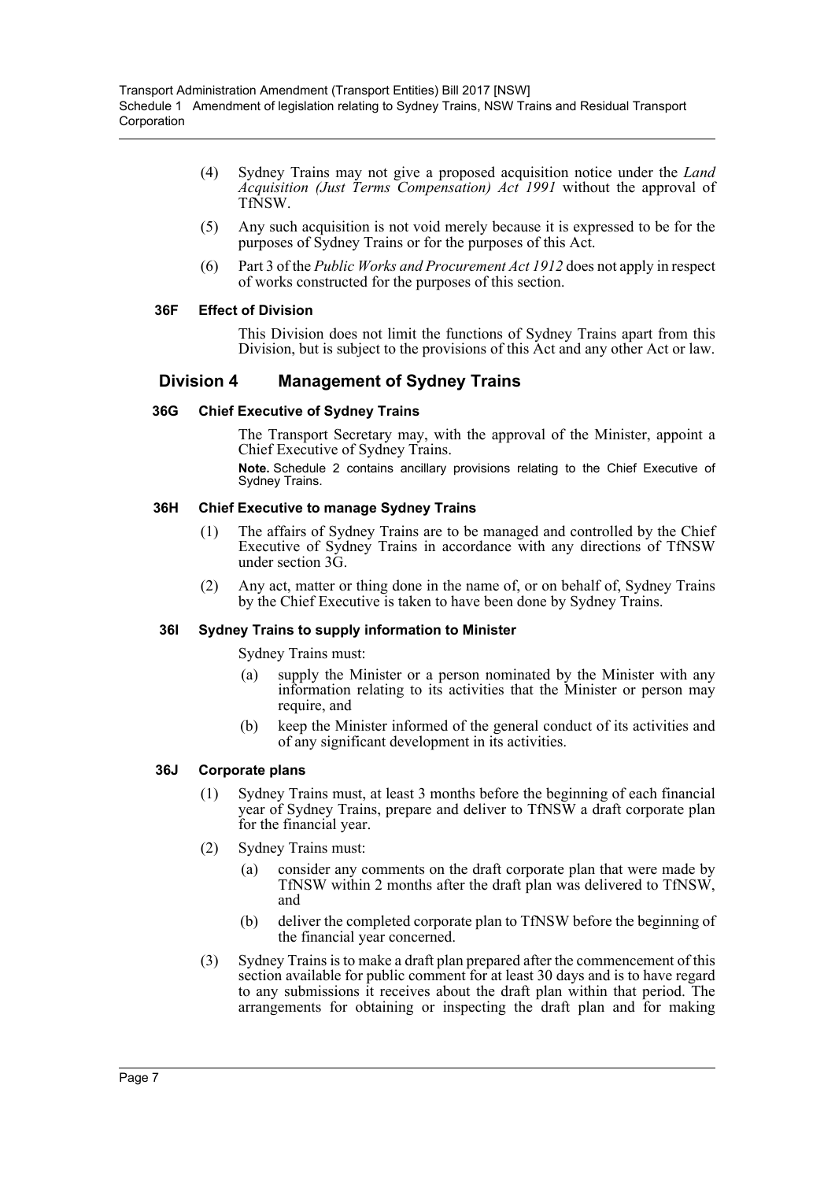(4) Sydney Trains may not give a proposed acquisition notice under the *Land Acquisition (Just Terms Compensation) Act 1991* without the approval of TfNSW.

(5) Any such acquisition is not void merely because it is expressed to be for the purposes of Sydney Trains or for the purposes of this Act.

(6) Part 3 of the *Public Works and Procurement Act 1912* does not apply in respect of works constructed for the purposes of this section.

#### 36F Effect of Division

This Division does not limit the functions of Sydney Trains apart from this Division, but is subject to the provisions of this Act and any other Act or law.

### Division 4 Management of Sydney Trains

#### 36G Chief Executive of Sydney Trains

The Transport Secretary may, with the approval of the Minister, appoint a Chief Executive of Sydney Trains.

**Note.** Schedule 2 contains ancillary provisions relating to the Chief Executive of Sydney Trains.

#### 36H Chief Executive to manage Sydney Trains

(1) The affairs of Sydney Trains are to be managed and controlled by the Chief Executive of Sydney Trains in accordance with any directions of TfNSW under section 3G.

(2) Any act, matter or thing done in the name of, or on behalf of, Sydney Trains by the Chief Executive is taken to have been done by Sydney Trains.

#### 36I Sydney Trains to supply information to Minister

Sydney Trains must:

(a) supply the Minister or a person nominated by the Minister with any information relating to its activities that the Minister or person may require, and

(b) keep the Minister informed of the general conduct of its activities and of any significant development in its activities.

#### 36J Corporate plans

(1) Sydney Trains must, at least 3 months before the beginning of each financial year of Sydney Trains, prepare and deliver to TfNSW a draft corporate plan for the financial year.

(2) Sydney Trains must:

(a) consider any comments on the draft corporate plan that were made by TfNSW within 2 months after the draft plan was delivered to TfNSW, and

(b) deliver the completed corporate plan to TfNSW before the beginning of the financial year concerned.

(3) Sydney Trains is to make a draft plan prepared after the commencement of this section available for public comment for at least 30 days and is to have regard to any submissions it receives about the draft plan within that period. The arrangements for obtaining or inspecting the draft plan and for making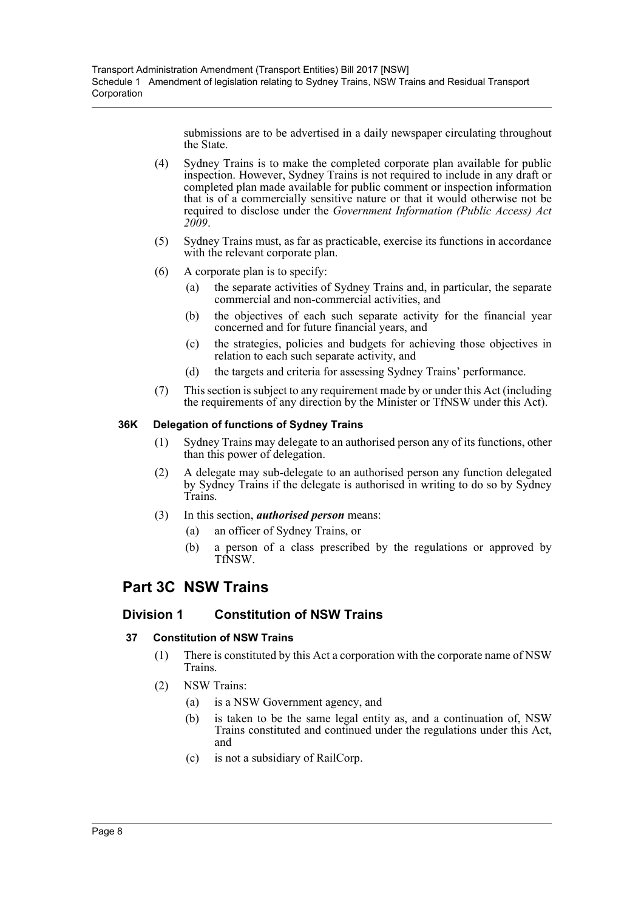submissions are to be advertised in a daily newspaper circulating throughout the State.

(4) Sydney Trains is to make the completed corporate plan available for public inspection. However, Sydney Trains is not required to include in any draft or completed plan made available for public comment or inspection information that is of a commercially sensitive nature or that it would otherwise not be required to disclose under the *Government Information (Public Access) Act 2009*.

(5) Sydney Trains must, as far as practicable, exercise its functions in accordance with the relevant corporate plan.

(6) A corporate plan is to specify:

(a) the separate activities of Sydney Trains and, in particular, the separate commercial and non-commercial activities, and

(b) the objectives of each such separate activity for the financial year concerned and for future financial years, and

(c) the strategies, policies and budgets for achieving those objectives in relation to each such separate activity, and

(d) the targets and criteria for assessing Sydney Trains' performance.

(7) This section is subject to any requirement made by or under this Act (including the requirements of any direction by the Minister or TfNSW under this Act).

#### 36K Delegation of functions of Sydney Trains

(1) Sydney Trains may delegate to an authorised person any of its functions, other than this power of delegation.

(2) A delegate may sub-delegate to an authorised person any function delegated by Sydney Trains if the delegate is authorised in writing to do so by Sydney Trains.

(3) In this section, ***authorised person*** means:

(a) an officer of Sydney Trains, or

(b) a person of a class prescribed by the regulations or approved by TfNSW.

## Part 3C NSW Trains

### Division 1 Constitution of NSW Trains

#### 37 Constitution of NSW Trains

(1) There is constituted by this Act a corporation with the corporate name of NSW Trains.

(2) NSW Trains:

(a) is a NSW Government agency, and

(b) is taken to be the same legal entity as, and a continuation of, NSW Trains constituted and continued under the regulations under this Act, and

(c) is not a subsidiary of RailCorp.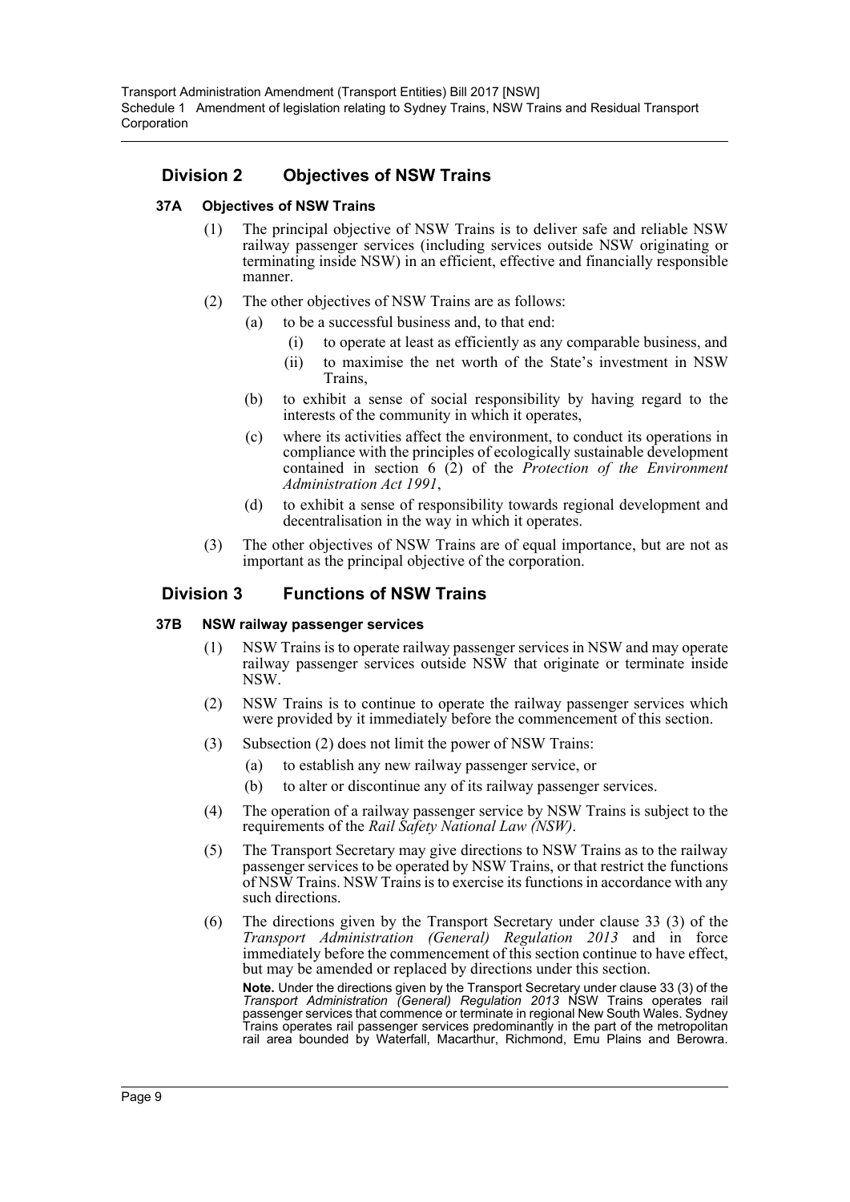## Division 2 Objectives of NSW Trains

### 37A Objectives of NSW Trains

(1) The principal objective of NSW Trains is to deliver safe and reliable NSW railway passenger services (including services outside NSW originating or terminating inside NSW) in an efficient, effective and financially responsible manner.

(2) The other objectives of NSW Trains are as follows:

- (a) to be a successful business and, to that end:
  - (i) to operate at least as efficiently as any comparable business, and
  - (ii) to maximise the net worth of the State's investment in NSW Trains,
- (b) to exhibit a sense of social responsibility by having regard to the interests of the community in which it operates,
- (c) where its activities affect the environment, to conduct its operations in compliance with the principles of ecologically sustainable development contained in section 6 (2) of the *Protection of the Environment Administration Act 1991*,
- (d) to exhibit a sense of responsibility towards regional development and decentralisation in the way in which it operates.

(3) The other objectives of NSW Trains are of equal importance, but are not as important as the principal objective of the corporation.

## Division 3 Functions of NSW Trains

### 37B NSW railway passenger services

(1) NSW Trains is to operate railway passenger services in NSW and may operate railway passenger services outside NSW that originate or terminate inside NSW.

(2) NSW Trains is to continue to operate the railway passenger services which were provided by it immediately before the commencement of this section.

(3) Subsection (2) does not limit the power of NSW Trains:

- (a) to establish any new railway passenger service, or
- (b) to alter or discontinue any of its railway passenger services.

(4) The operation of a railway passenger service by NSW Trains is subject to the requirements of the *Rail Safety National Law (NSW)*.

(5) The Transport Secretary may give directions to NSW Trains as to the railway passenger services to be operated by NSW Trains, or that restrict the functions of NSW Trains. NSW Trains is to exercise its functions in accordance with any such directions.

(6) The directions given by the Transport Secretary under clause 33 (3) of the *Transport Administration (General) Regulation 2013* and in force immediately before the commencement of this section continue to have effect, but may be amended or replaced by directions under this section.

**Note.** Under the directions given by the Transport Secretary under clause 33 (3) of the *Transport Administration (General) Regulation 2013* NSW Trains operates rail passenger services that commence or terminate in regional New South Wales. Sydney Trains operates rail passenger services predominantly in the part of the metropolitan rail area bounded by Waterfall, Macarthur, Richmond, Emu Plains and Berowra.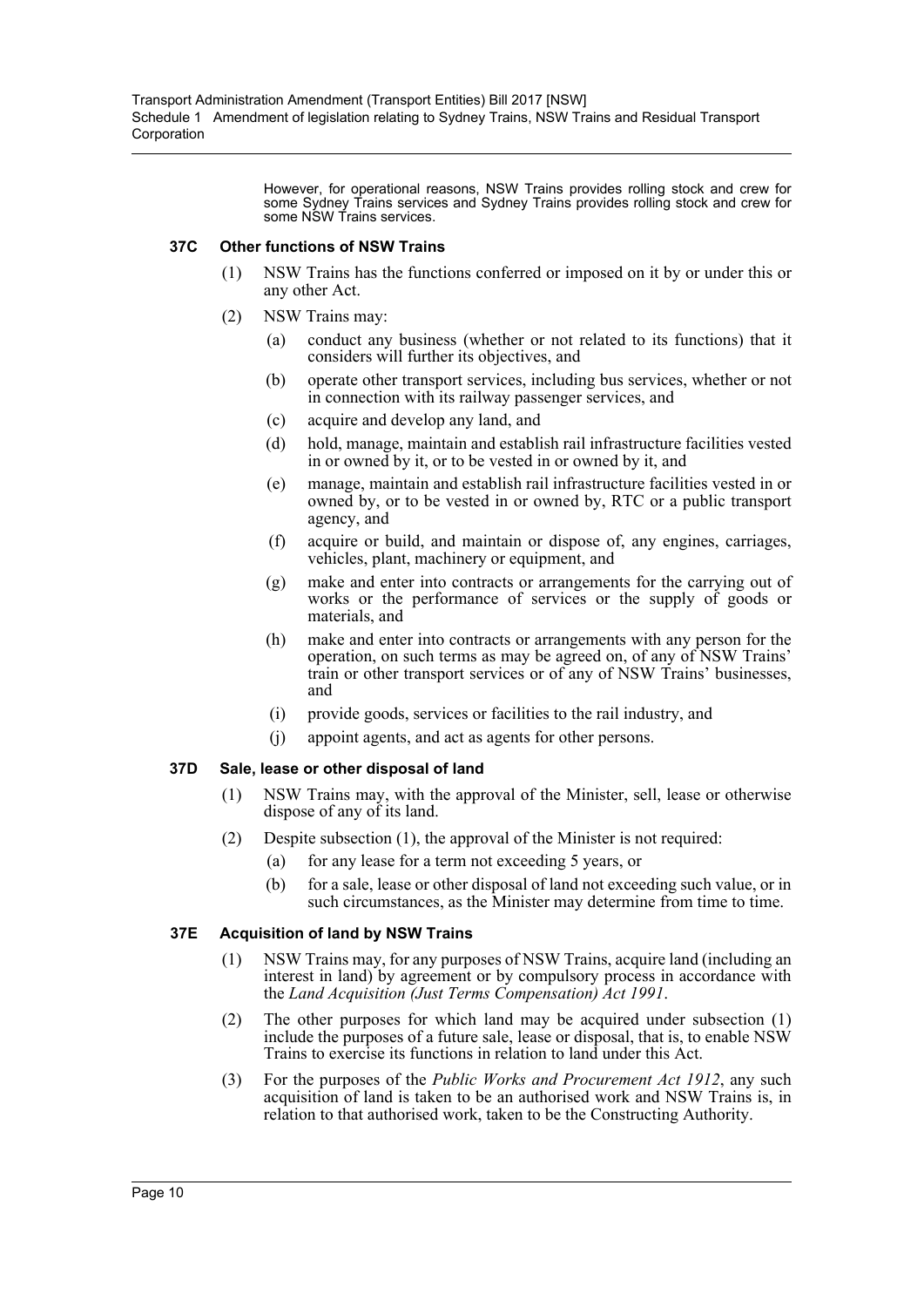However, for operational reasons, NSW Trains provides rolling stock and crew for some Sydney Trains services and Sydney Trains provides rolling stock and crew for some NSW Trains services.

### 37C Other functions of NSW Trains

(1) NSW Trains has the functions conferred or imposed on it by or under this or any other Act.

(2) NSW Trains may:

- (a) conduct any business (whether or not related to its functions) that it considers will further its objectives, and
- (b) operate other transport services, including bus services, whether or not in connection with its railway passenger services, and
- (c) acquire and develop any land, and
- (d) hold, manage, maintain and establish rail infrastructure facilities vested in or owned by it, or to be vested in or owned by it, and
- (e) manage, maintain and establish rail infrastructure facilities vested in or owned by, or to be vested in or owned by, RTC or a public transport agency, and
- (f) acquire or build, and maintain or dispose of, any engines, carriages, vehicles, plant, machinery or equipment, and
- (g) make and enter into contracts or arrangements for the carrying out of works or the performance of services or the supply of goods or materials, and
- (h) make and enter into contracts or arrangements with any person for the operation, on such terms as may be agreed on, of any of NSW Trains' train or other transport services or of any of NSW Trains' businesses, and
- (i) provide goods, services or facilities to the rail industry, and
- (j) appoint agents, and act as agents for other persons.

### 37D Sale, lease or other disposal of land

(1) NSW Trains may, with the approval of the Minister, sell, lease or otherwise dispose of any of its land.

(2) Despite subsection (1), the approval of the Minister is not required:

- (a) for any lease for a term not exceeding 5 years, or
- (b) for a sale, lease or other disposal of land not exceeding such value, or in such circumstances, as the Minister may determine from time to time.

### 37E Acquisition of land by NSW Trains

(1) NSW Trains may, for any purposes of NSW Trains, acquire land (including an interest in land) by agreement or by compulsory process in accordance with the *Land Acquisition (Just Terms Compensation) Act 1991*.

(2) The other purposes for which land may be acquired under subsection (1) include the purposes of a future sale, lease or disposal, that is, to enable NSW Trains to exercise its functions in relation to land under this Act.

(3) For the purposes of the *Public Works and Procurement Act 1912*, any such acquisition of land is taken to be an authorised work and NSW Trains is, in relation to that authorised work, taken to be the Constructing Authority.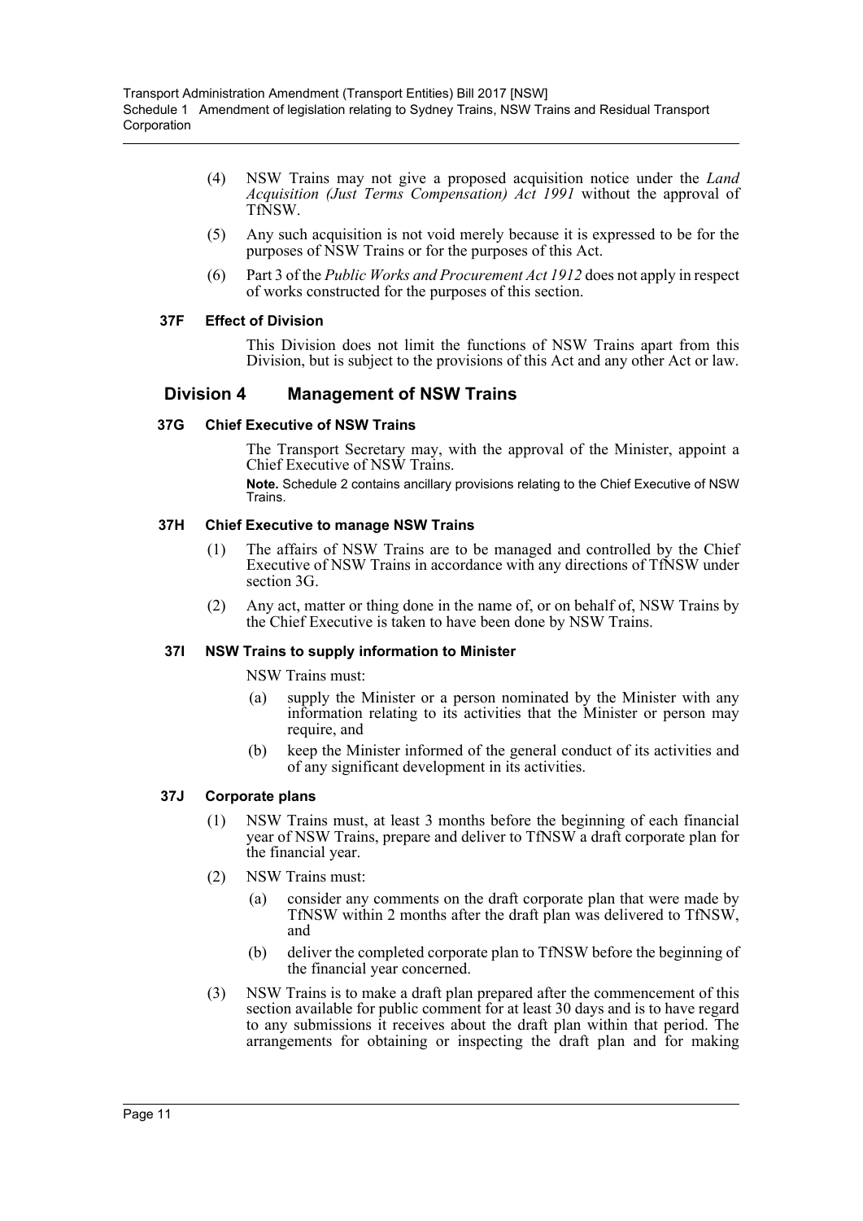(4) NSW Trains may not give a proposed acquisition notice under the *Land Acquisition (Just Terms Compensation) Act 1991* without the approval of TfNSW.

(5) Any such acquisition is not void merely because it is expressed to be for the purposes of NSW Trains or for the purposes of this Act.

(6) Part 3 of the *Public Works and Procurement Act 1912* does not apply in respect of works constructed for the purposes of this section.

#### 37F Effect of Division

This Division does not limit the functions of NSW Trains apart from this Division, but is subject to the provisions of this Act and any other Act or law.

### Division 4 Management of NSW Trains

#### 37G Chief Executive of NSW Trains

The Transport Secretary may, with the approval of the Minister, appoint a Chief Executive of NSW Trains.

**Note.** Schedule 2 contains ancillary provisions relating to the Chief Executive of NSW Trains.

#### 37H Chief Executive to manage NSW Trains

(1) The affairs of NSW Trains are to be managed and controlled by the Chief Executive of NSW Trains in accordance with any directions of TfNSW under section 3G.

(2) Any act, matter or thing done in the name of, or on behalf of, NSW Trains by the Chief Executive is taken to have been done by NSW Trains.

#### 37I NSW Trains to supply information to Minister

NSW Trains must:

(a) supply the Minister or a person nominated by the Minister with any information relating to its activities that the Minister or person may require, and

(b) keep the Minister informed of the general conduct of its activities and of any significant development in its activities.

#### 37J Corporate plans

(1) NSW Trains must, at least 3 months before the beginning of each financial year of NSW Trains, prepare and deliver to TfNSW a draft corporate plan for the financial year.

(2) NSW Trains must:

(a) consider any comments on the draft corporate plan that were made by TfNSW within 2 months after the draft plan was delivered to TfNSW, and

(b) deliver the completed corporate plan to TfNSW before the beginning of the financial year concerned.

(3) NSW Trains is to make a draft plan prepared after the commencement of this section available for public comment for at least 30 days and is to have regard to any submissions it receives about the draft plan within that period. The arrangements for obtaining or inspecting the draft plan and for making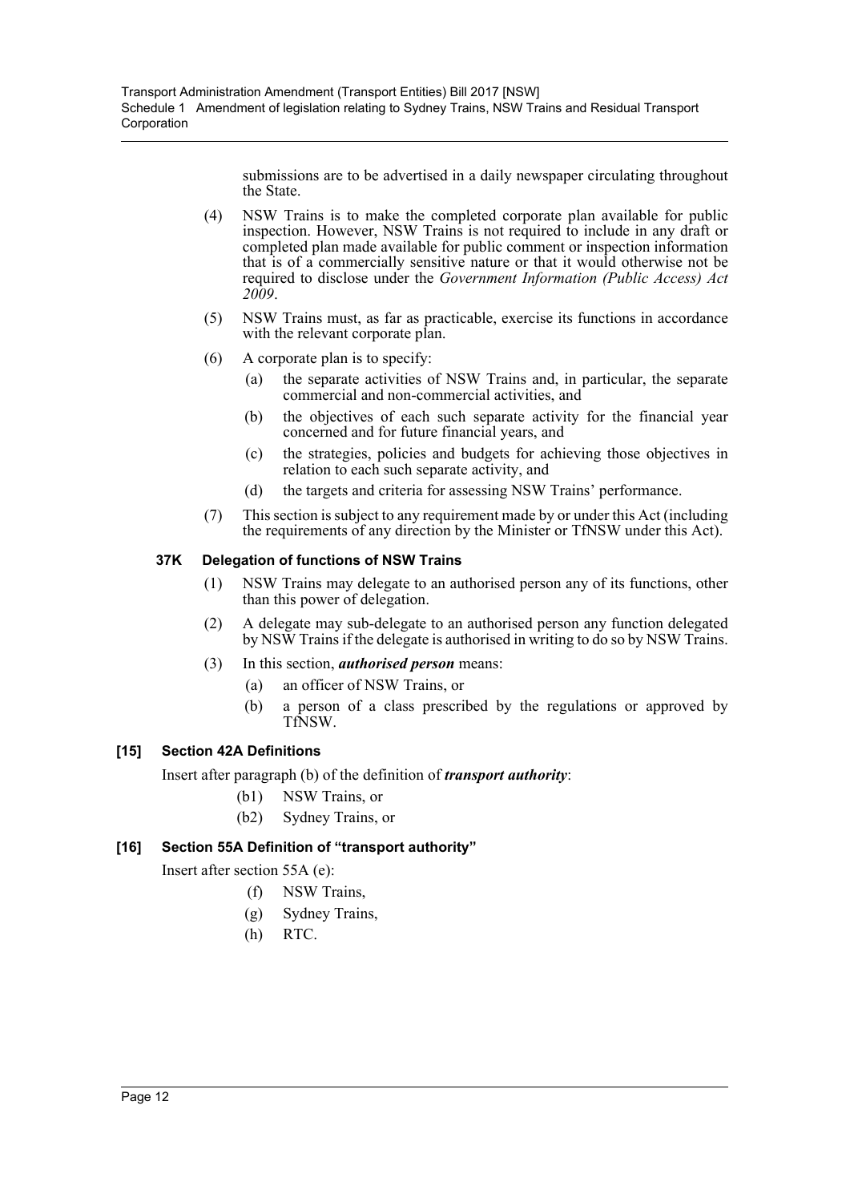submissions are to be advertised in a daily newspaper circulating throughout the State.

(4) NSW Trains is to make the completed corporate plan available for public inspection. However, NSW Trains is not required to include in any draft or completed plan made available for public comment or inspection information that is of a commercially sensitive nature or that it would otherwise not be required to disclose under the *Government Information (Public Access) Act 2009*.

(5) NSW Trains must, as far as practicable, exercise its functions in accordance with the relevant corporate plan.

(6) A corporate plan is to specify:

(a) the separate activities of NSW Trains and, in particular, the separate commercial and non-commercial activities, and

(b) the objectives of each such separate activity for the financial year concerned and for future financial years, and

(c) the strategies, policies and budgets for achieving those objectives in relation to each such separate activity, and

(d) the targets and criteria for assessing NSW Trains' performance.

(7) This section is subject to any requirement made by or under this Act (including the requirements of any direction by the Minister or TfNSW under this Act).

**37K Delegation of functions of NSW Trains**

(1) NSW Trains may delegate to an authorised person any of its functions, other than this power of delegation.

(2) A delegate may sub-delegate to an authorised person any function delegated by NSW Trains if the delegate is authorised in writing to do so by NSW Trains.

(3) In this section, ***authorised person*** means:

(a) an officer of NSW Trains, or

(b) a person of a class prescribed by the regulations or approved by TfNSW.

**[15] Section 42A Definitions**

Insert after paragraph (b) of the definition of ***transport authority***:

(b1) NSW Trains, or

(b2) Sydney Trains, or

**[16] Section 55A Definition of "transport authority"**

Insert after section 55A (e):

(f) NSW Trains,

(g) Sydney Trains,

(h) RTC.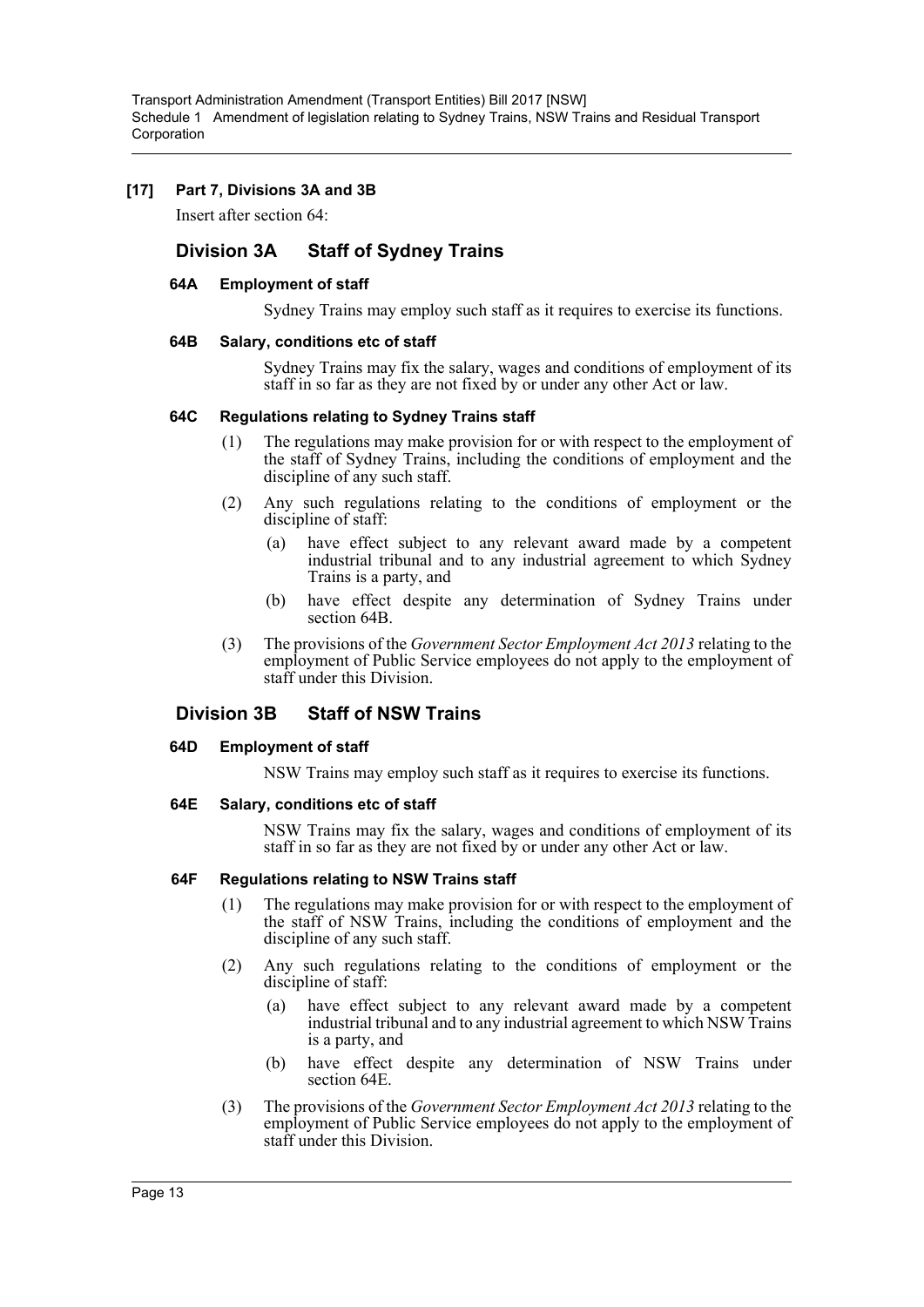**[17] Part 7, Divisions 3A and 3B**

Insert after section 64:

## Division 3A Staff of Sydney Trains

### 64A Employment of staff

Sydney Trains may employ such staff as it requires to exercise its functions.

### 64B Salary, conditions etc of staff

Sydney Trains may fix the salary, wages and conditions of employment of its staff in so far as they are not fixed by or under any other Act or law.

### 64C Regulations relating to Sydney Trains staff

(1) The regulations may make provision for or with respect to the employment of the staff of Sydney Trains, including the conditions of employment and the discipline of any such staff.

(2) Any such regulations relating to the conditions of employment or the discipline of staff:

- (a) have effect subject to any relevant award made by a competent industrial tribunal and to any industrial agreement to which Sydney Trains is a party, and
- (b) have effect despite any determination of Sydney Trains under section 64B.

(3) The provisions of the *Government Sector Employment Act 2013* relating to the employment of Public Service employees do not apply to the employment of staff under this Division.

## Division 3B Staff of NSW Trains

### 64D Employment of staff

NSW Trains may employ such staff as it requires to exercise its functions.

### 64E Salary, conditions etc of staff

NSW Trains may fix the salary, wages and conditions of employment of its staff in so far as they are not fixed by or under any other Act or law.

### 64F Regulations relating to NSW Trains staff

(1) The regulations may make provision for or with respect to the employment of the staff of NSW Trains, including the conditions of employment and the discipline of any such staff.

(2) Any such regulations relating to the conditions of employment or the discipline of staff:

- (a) have effect subject to any relevant award made by a competent industrial tribunal and to any industrial agreement to which NSW Trains is a party, and
- (b) have effect despite any determination of NSW Trains under section 64E.

(3) The provisions of the *Government Sector Employment Act 2013* relating to the employment of Public Service employees do not apply to the employment of staff under this Division.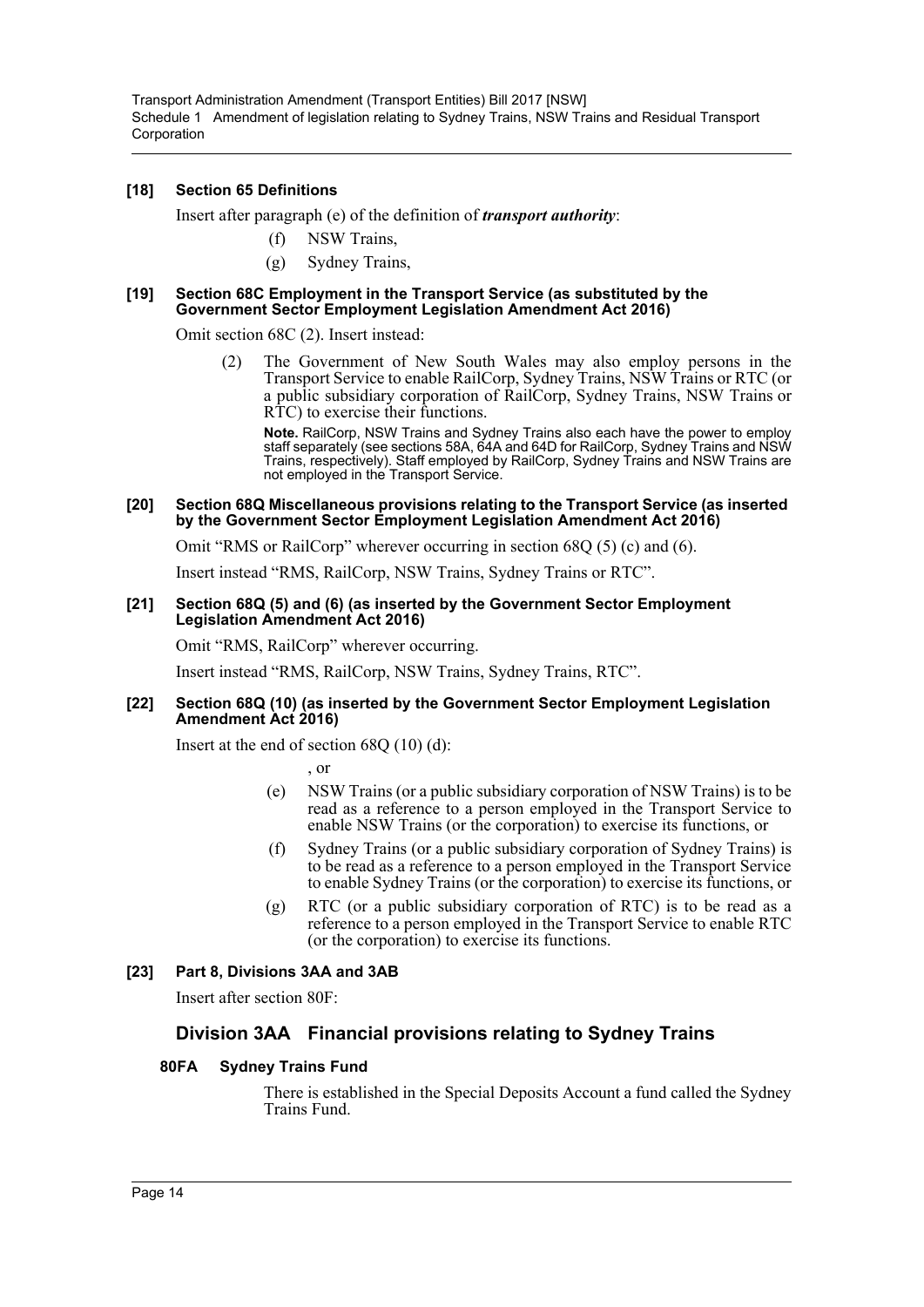### [18] Section 65 Definitions

Insert after paragraph (e) of the definition of ***transport authority***:

(f) NSW Trains,

(g) Sydney Trains,

### [19] Section 68C Employment in the Transport Service (as substituted by the Government Sector Employment Legislation Amendment Act 2016)

Omit section 68C (2). Insert instead:

(2) The Government of New South Wales may also employ persons in the Transport Service to enable RailCorp, Sydney Trains, NSW Trains or RTC (or a public subsidiary corporation of RailCorp, Sydney Trains, NSW Trains or RTC) to exercise their functions.

**Note.** RailCorp, NSW Trains and Sydney Trains also each have the power to employ staff separately (see sections 58A, 64A and 64D for RailCorp, Sydney Trains and NSW Trains, respectively). Staff employed by RailCorp, Sydney Trains and NSW Trains are not employed in the Transport Service.

### [20] Section 68Q Miscellaneous provisions relating to the Transport Service (as inserted by the Government Sector Employment Legislation Amendment Act 2016)

Omit "RMS or RailCorp" wherever occurring in section 68Q (5) (c) and (6).

Insert instead "RMS, RailCorp, NSW Trains, Sydney Trains or RTC".

### [21] Section 68Q (5) and (6) (as inserted by the Government Sector Employment Legislation Amendment Act 2016)

Omit "RMS, RailCorp" wherever occurring.

Insert instead "RMS, RailCorp, NSW Trains, Sydney Trains, RTC".

### [22] Section 68Q (10) (as inserted by the Government Sector Employment Legislation Amendment Act 2016)

Insert at the end of section 68Q (10) (d):

, or

(e) NSW Trains (or a public subsidiary corporation of NSW Trains) is to be read as a reference to a person employed in the Transport Service to enable NSW Trains (or the corporation) to exercise its functions, or

(f) Sydney Trains (or a public subsidiary corporation of Sydney Trains) is to be read as a reference to a person employed in the Transport Service to enable Sydney Trains (or the corporation) to exercise its functions, or

(g) RTC (or a public subsidiary corporation of RTC) is to be read as a reference to a person employed in the Transport Service to enable RTC (or the corporation) to exercise its functions.

### [23] Part 8, Divisions 3AA and 3AB

Insert after section 80F:

## Division 3AA Financial provisions relating to Sydney Trains

### 80FA Sydney Trains Fund

There is established in the Special Deposits Account a fund called the Sydney Trains Fund.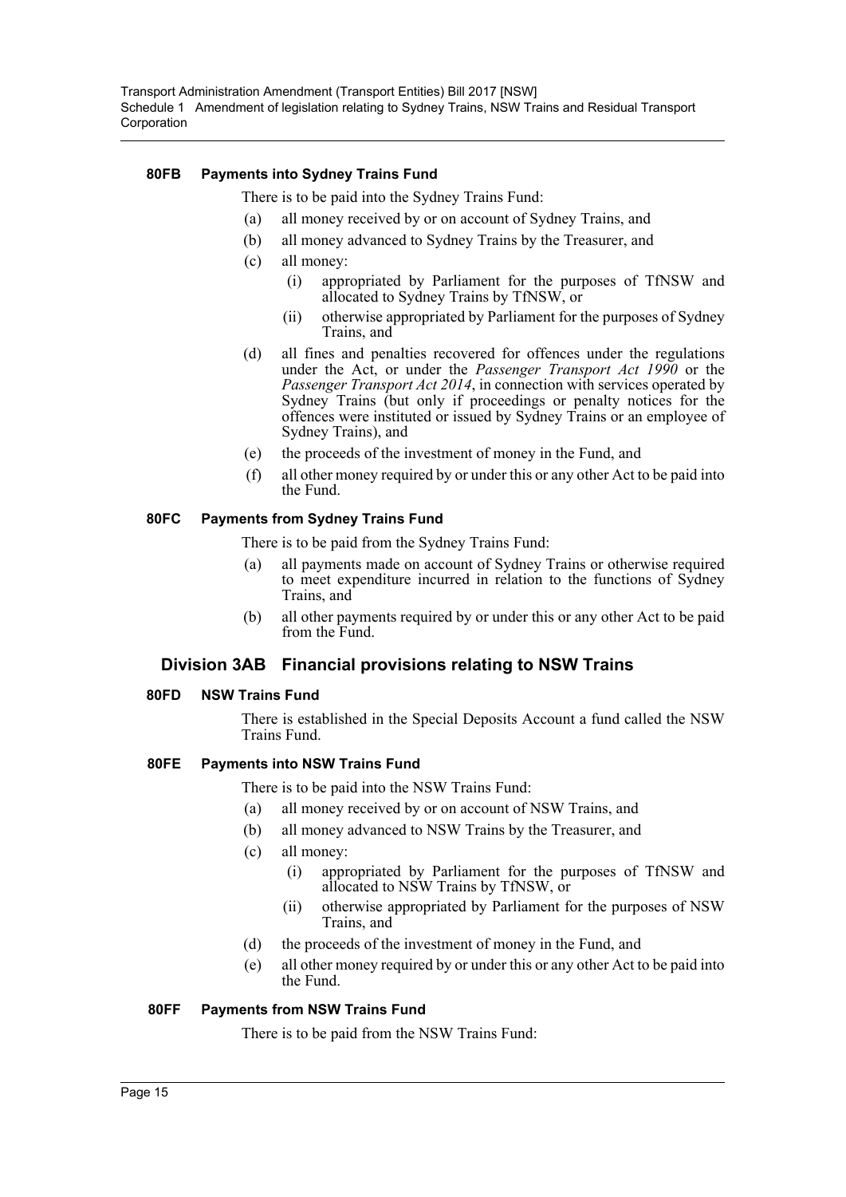#### 80FB Payments into Sydney Trains Fund

There is to be paid into the Sydney Trains Fund:

(a) all money received by or on account of Sydney Trains, and

(b) all money advanced to Sydney Trains by the Treasurer, and

(c) all money:

  (i) appropriated by Parliament for the purposes of TfNSW and allocated to Sydney Trains by TfNSW, or

  (ii) otherwise appropriated by Parliament for the purposes of Sydney Trains, and

(d) all fines and penalties recovered for offences under the regulations under the Act, or under the *Passenger Transport Act 1990* or the *Passenger Transport Act 2014*, in connection with services operated by Sydney Trains (but only if proceedings or penalty notices for the offences were instituted or issued by Sydney Trains or an employee of Sydney Trains), and

(e) the proceeds of the investment of money in the Fund, and

(f) all other money required by or under this or any other Act to be paid into the Fund.

#### 80FC Payments from Sydney Trains Fund

There is to be paid from the Sydney Trains Fund:

(a) all payments made on account of Sydney Trains or otherwise required to meet expenditure incurred in relation to the functions of Sydney Trains, and

(b) all other payments required by or under this or any other Act to be paid from the Fund.

### Division 3AB Financial provisions relating to NSW Trains

#### 80FD NSW Trains Fund

There is established in the Special Deposits Account a fund called the NSW Trains Fund.

#### 80FE Payments into NSW Trains Fund

There is to be paid into the NSW Trains Fund:

(a) all money received by or on account of NSW Trains, and

(b) all money advanced to NSW Trains by the Treasurer, and

(c) all money:

  (i) appropriated by Parliament for the purposes of TfNSW and allocated to NSW Trains by TfNSW, or

  (ii) otherwise appropriated by Parliament for the purposes of NSW Trains, and

(d) the proceeds of the investment of money in the Fund, and

(e) all other money required by or under this or any other Act to be paid into the Fund.

#### 80FF Payments from NSW Trains Fund

There is to be paid from the NSW Trains Fund: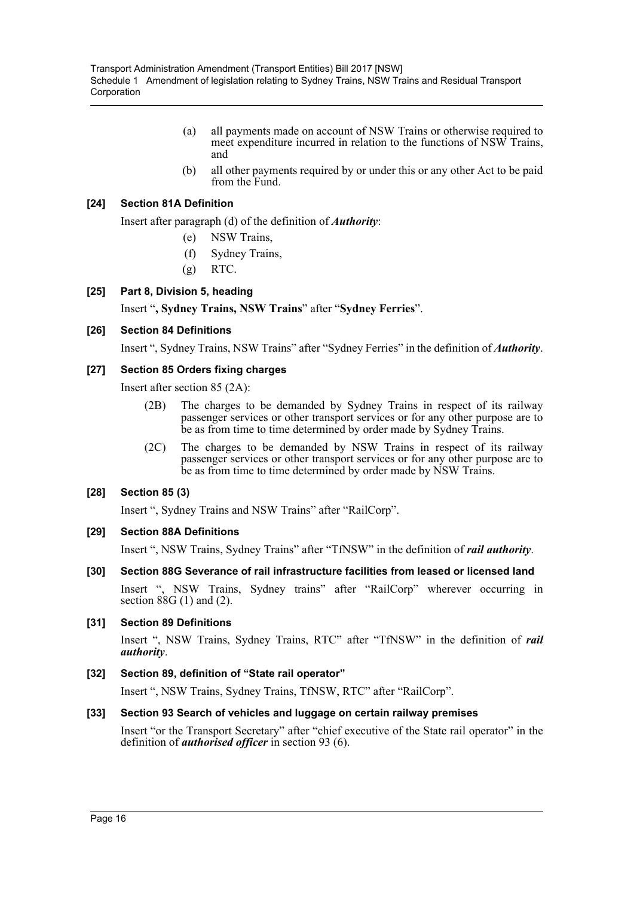(a) all payments made on account of NSW Trains or otherwise required to meet expenditure incurred in relation to the functions of NSW Trains, and

(b) all other payments required by or under this or any other Act to be paid from the Fund.

### [24] Section 81A Definition

Insert after paragraph (d) of the definition of ***Authority***:

(e) NSW Trains,

(f) Sydney Trains,

(g) RTC.

### [25] Part 8, Division 5, heading

Insert "**, Sydney Trains, NSW Trains**" after "**Sydney Ferries**".

### [26] Section 84 Definitions

Insert ", Sydney Trains, NSW Trains" after "Sydney Ferries" in the definition of ***Authority***.

### [27] Section 85 Orders fixing charges

Insert after section 85 (2A):

(2B) The charges to be demanded by Sydney Trains in respect of its railway passenger services or other transport services or for any other purpose are to be as from time to time determined by order made by Sydney Trains.

(2C) The charges to be demanded by NSW Trains in respect of its railway passenger services or other transport services or for any other purpose are to be as from time to time determined by order made by NSW Trains.

### [28] Section 85 (3)

Insert ", Sydney Trains and NSW Trains" after "RailCorp".

### [29] Section 88A Definitions

Insert ", NSW Trains, Sydney Trains" after "TfNSW" in the definition of ***rail authority***.

### [30] Section 88G Severance of rail infrastructure facilities from leased or licensed land

Insert ", NSW Trains, Sydney trains" after "RailCorp" wherever occurring in section 88G (1) and (2).

### [31] Section 89 Definitions

Insert ", NSW Trains, Sydney Trains, RTC" after "TfNSW" in the definition of ***rail authority***.

### [32] Section 89, definition of "State rail operator"

Insert ", NSW Trains, Sydney Trains, TfNSW, RTC" after "RailCorp".

### [33] Section 93 Search of vehicles and luggage on certain railway premises

Insert "or the Transport Secretary" after "chief executive of the State rail operator" in the definition of ***authorised officer*** in section 93 (6).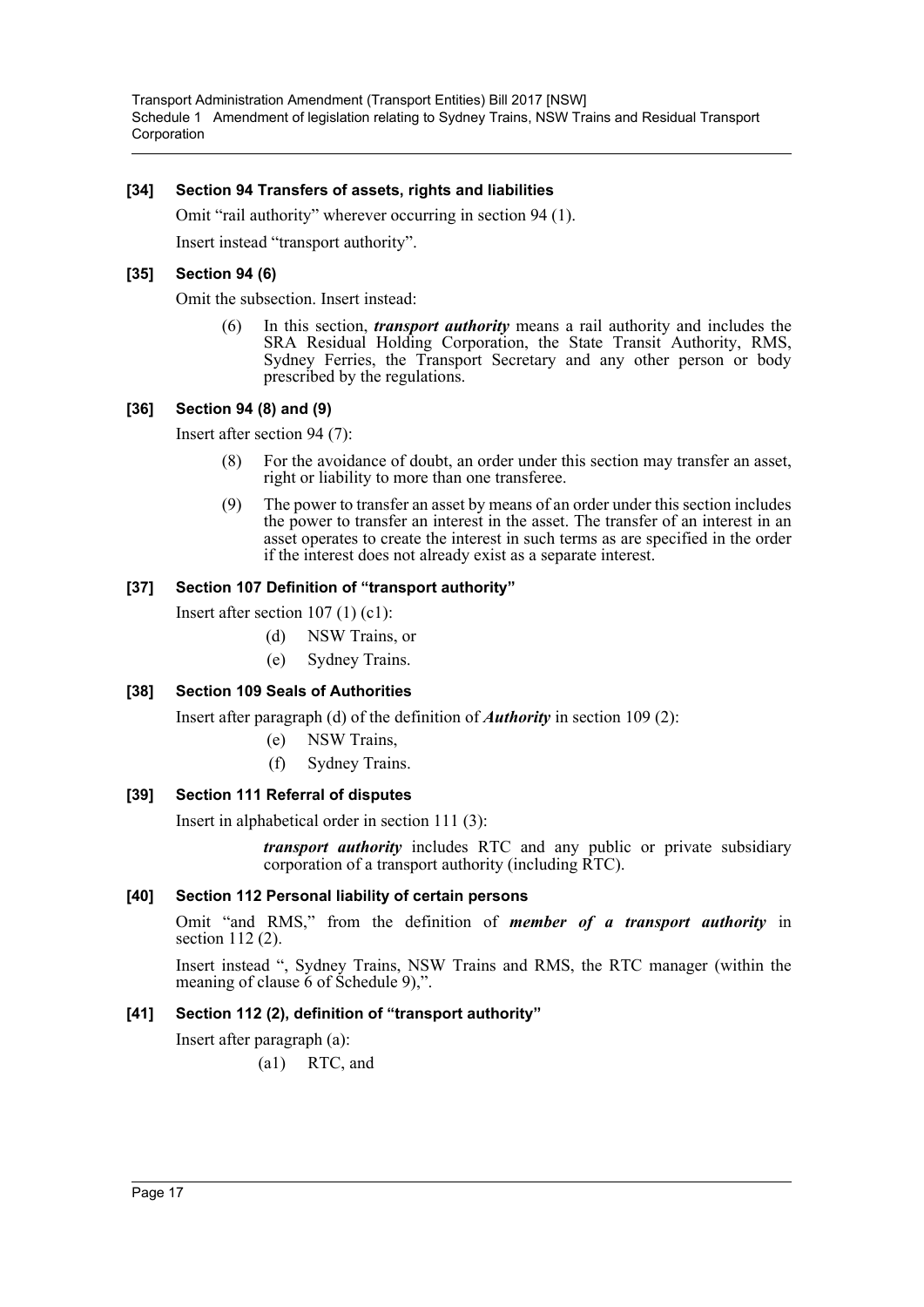### [34] Section 94 Transfers of assets, rights and liabilities

Omit "rail authority" wherever occurring in section 94 (1).

Insert instead "transport authority".

### [35] Section 94 (6)

Omit the subsection. Insert instead:

> (6) In this section, ***transport authority*** means a rail authority and includes the SRA Residual Holding Corporation, the State Transit Authority, RMS, Sydney Ferries, the Transport Secretary and any other person or body prescribed by the regulations.

### [36] Section 94 (8) and (9)

Insert after section 94 (7):

> (8) For the avoidance of doubt, an order under this section may transfer an asset, right or liability to more than one transferee.
>
> (9) The power to transfer an asset by means of an order under this section includes the power to transfer an interest in the asset. The transfer of an interest in an asset operates to create the interest in such terms as are specified in the order if the interest does not already exist as a separate interest.

### [37] Section 107 Definition of "transport authority"

Insert after section 107 (1) (c1):

> (d) NSW Trains, or
>
> (e) Sydney Trains.

### [38] Section 109 Seals of Authorities

Insert after paragraph (d) of the definition of ***Authority*** in section 109 (2):

> (e) NSW Trains,
>
> (f) Sydney Trains.

### [39] Section 111 Referral of disputes

Insert in alphabetical order in section 111 (3):

> ***transport authority*** includes RTC and any public or private subsidiary corporation of a transport authority (including RTC).

### [40] Section 112 Personal liability of certain persons

Omit "and RMS," from the definition of ***member of a transport authority*** in section 112 (2).

Insert instead ", Sydney Trains, NSW Trains and RMS, the RTC manager (within the meaning of clause 6 of Schedule 9),".

### [41] Section 112 (2), definition of "transport authority"

Insert after paragraph (a):

> (a1) RTC, and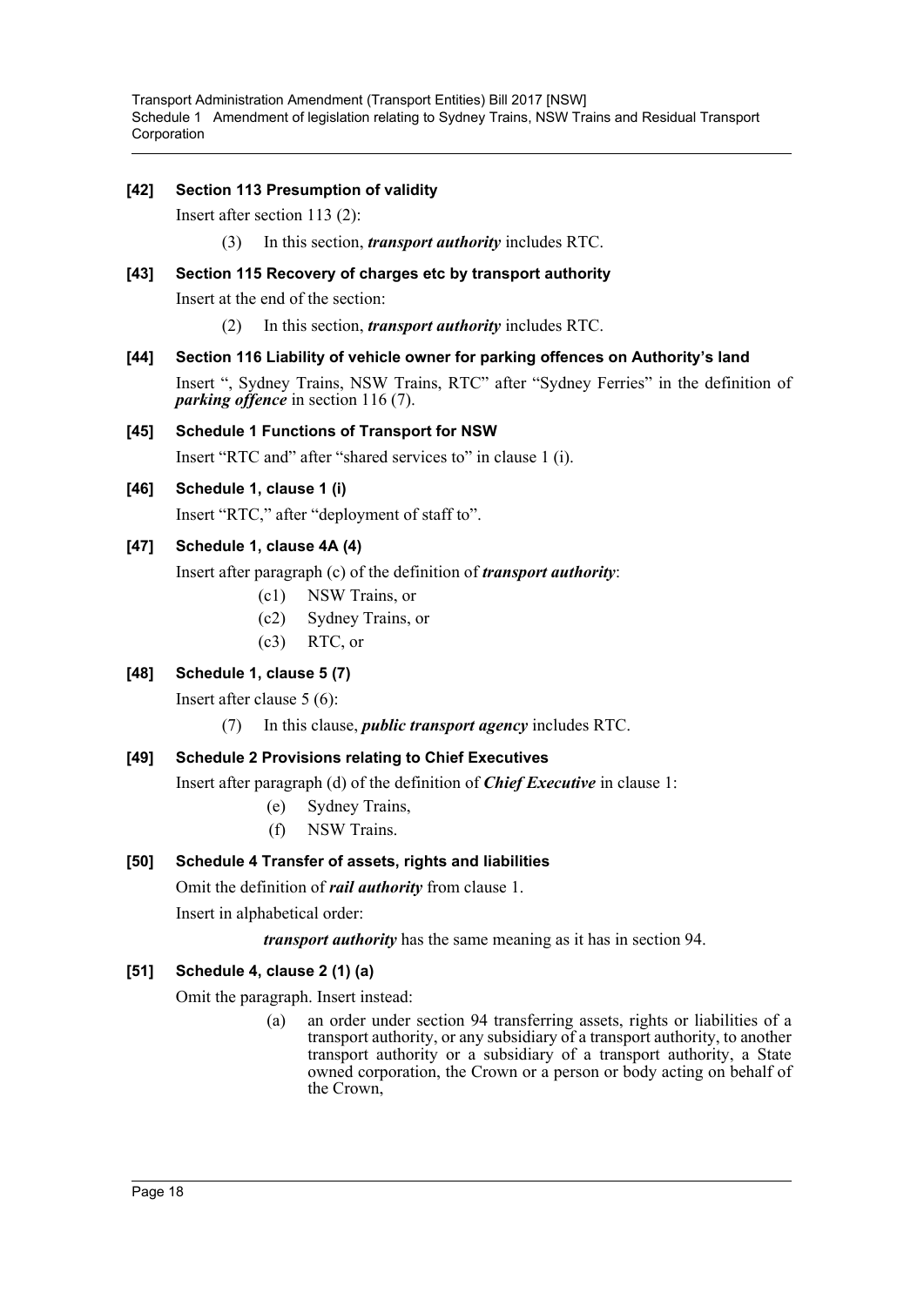### [42] Section 113 Presumption of validity

Insert after section 113 (2):

(3) In this section, ***transport authority*** includes RTC.

### [43] Section 115 Recovery of charges etc by transport authority

Insert at the end of the section:

(2) In this section, ***transport authority*** includes RTC.

### [44] Section 116 Liability of vehicle owner for parking offences on Authority's land

Insert ", Sydney Trains, NSW Trains, RTC" after "Sydney Ferries" in the definition of ***parking offence*** in section 116 (7).

### [45] Schedule 1 Functions of Transport for NSW

Insert "RTC and" after "shared services to" in clause 1 (i).

### [46] Schedule 1, clause 1 (i)

Insert "RTC," after "deployment of staff to".

### [47] Schedule 1, clause 4A (4)

Insert after paragraph (c) of the definition of ***transport authority***:

(c1) NSW Trains, or

(c2) Sydney Trains, or

(c3) RTC, or

### [48] Schedule 1, clause 5 (7)

Insert after clause 5 (6):

(7) In this clause, ***public transport agency*** includes RTC.

### [49] Schedule 2 Provisions relating to Chief Executives

Insert after paragraph (d) of the definition of ***Chief Executive*** in clause 1:

(e) Sydney Trains,

(f) NSW Trains.

### [50] Schedule 4 Transfer of assets, rights and liabilities

Omit the definition of ***rail authority*** from clause 1.

Insert in alphabetical order:

***transport authority*** has the same meaning as it has in section 94.

### [51] Schedule 4, clause 2 (1) (a)

Omit the paragraph. Insert instead:

(a) an order under section 94 transferring assets, rights or liabilities of a transport authority, or any subsidiary of a transport authority, to another transport authority or a subsidiary of a transport authority, a State owned corporation, the Crown or a person or body acting on behalf of the Crown,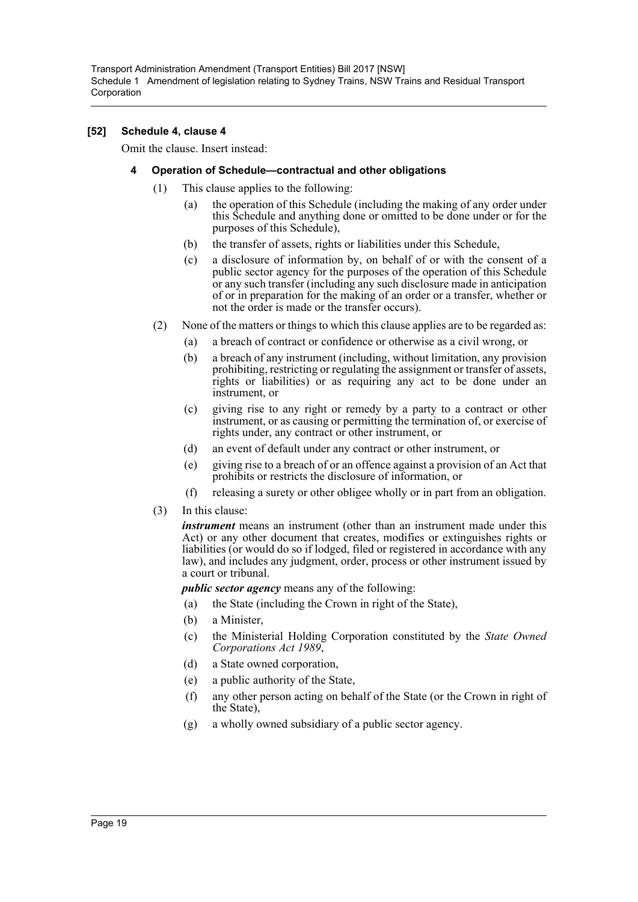**[52] Schedule 4, clause 4**

Omit the clause. Insert instead:

**4 Operation of Schedule—contractual and other obligations**

(1) This clause applies to the following:

- (a) the operation of this Schedule (including the making of any order under this Schedule and anything done or omitted to be done under or for the purposes of this Schedule),
- (b) the transfer of assets, rights or liabilities under this Schedule,
- (c) a disclosure of information by, on behalf of or with the consent of a public sector agency for the purposes of the operation of this Schedule or any such transfer (including any such disclosure made in anticipation of or in preparation for the making of an order or a transfer, whether or not the order is made or the transfer occurs).

(2) None of the matters or things to which this clause applies are to be regarded as:

- (a) a breach of contract or confidence or otherwise as a civil wrong, or
- (b) a breach of any instrument (including, without limitation, any provision prohibiting, restricting or regulating the assignment or transfer of assets, rights or liabilities) or as requiring any act to be done under an instrument, or
- (c) giving rise to any right or remedy by a party to a contract or other instrument, or as causing or permitting the termination of, or exercise of rights under, any contract or other instrument, or
- (d) an event of default under any contract or other instrument, or
- (e) giving rise to a breach of or an offence against a provision of an Act that prohibits or restricts the disclosure of information, or
- (f) releasing a surety or other obligee wholly or in part from an obligation.

(3) In this clause:

***instrument*** means an instrument (other than an instrument made under this Act) or any other document that creates, modifies or extinguishes rights or liabilities (or would do so if lodged, filed or registered in accordance with any law), and includes any judgment, order, process or other instrument issued by a court or tribunal.

***public sector agency*** means any of the following:

- (a) the State (including the Crown in right of the State),
- (b) a Minister,
- (c) the Ministerial Holding Corporation constituted by the *State Owned Corporations Act 1989*,
- (d) a State owned corporation,
- (e) a public authority of the State,
- (f) any other person acting on behalf of the State (or the Crown in right of the State),
- (g) a wholly owned subsidiary of a public sector agency.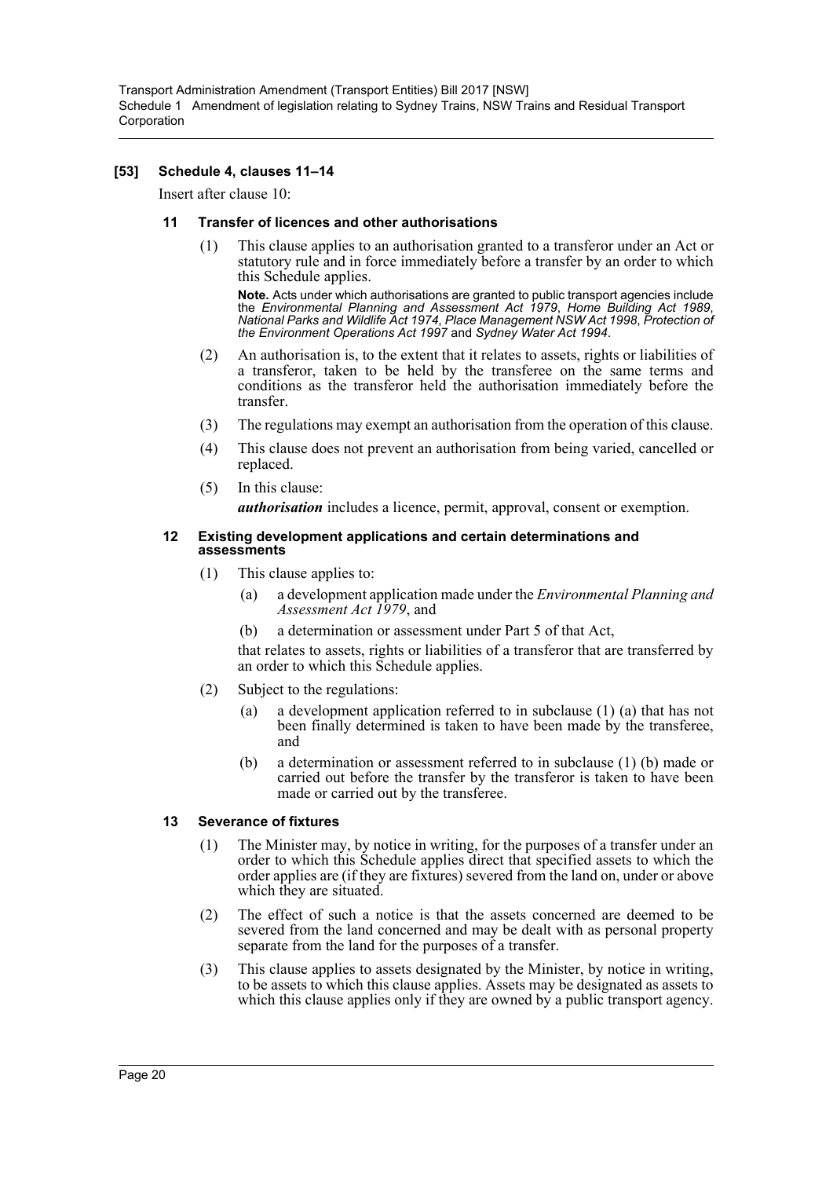**[53] Schedule 4, clauses 11–14**

Insert after clause 10:

**11 Transfer of licences and other authorisations**

(1) This clause applies to an authorisation granted to a transferor under an Act or statutory rule and in force immediately before a transfer by an order to which this Schedule applies.

**Note.** Acts under which authorisations are granted to public transport agencies include the *Environmental Planning and Assessment Act 1979*, *Home Building Act 1989*, *National Parks and Wildlife Act 1974*, *Place Management NSW Act 1998*, *Protection of the Environment Operations Act 1997* and *Sydney Water Act 1994*.

(2) An authorisation is, to the extent that it relates to assets, rights or liabilities of a transferor, taken to be held by the transferee on the same terms and conditions as the transferor held the authorisation immediately before the transfer.

(3) The regulations may exempt an authorisation from the operation of this clause.

(4) This clause does not prevent an authorisation from being varied, cancelled or replaced.

(5) In this clause:

***authorisation*** includes a licence, permit, approval, consent or exemption.

**12 Existing development applications and certain determinations and assessments**

(1) This clause applies to:

(a) a development application made under the *Environmental Planning and Assessment Act 1979*, and

(b) a determination or assessment under Part 5 of that Act,

that relates to assets, rights or liabilities of a transferor that are transferred by an order to which this Schedule applies.

(2) Subject to the regulations:

(a) a development application referred to in subclause (1) (a) that has not been finally determined is taken to have been made by the transferee, and

(b) a determination or assessment referred to in subclause (1) (b) made or carried out before the transfer by the transferor is taken to have been made or carried out by the transferee.

**13 Severance of fixtures**

(1) The Minister may, by notice in writing, for the purposes of a transfer under an order to which this Schedule applies direct that specified assets to which the order applies are (if they are fixtures) severed from the land on, under or above which they are situated.

(2) The effect of such a notice is that the assets concerned are deemed to be severed from the land concerned and may be dealt with as personal property separate from the land for the purposes of a transfer.

(3) This clause applies to assets designated by the Minister, by notice in writing, to be assets to which this clause applies. Assets may be designated as assets to which this clause applies only if they are owned by a public transport agency.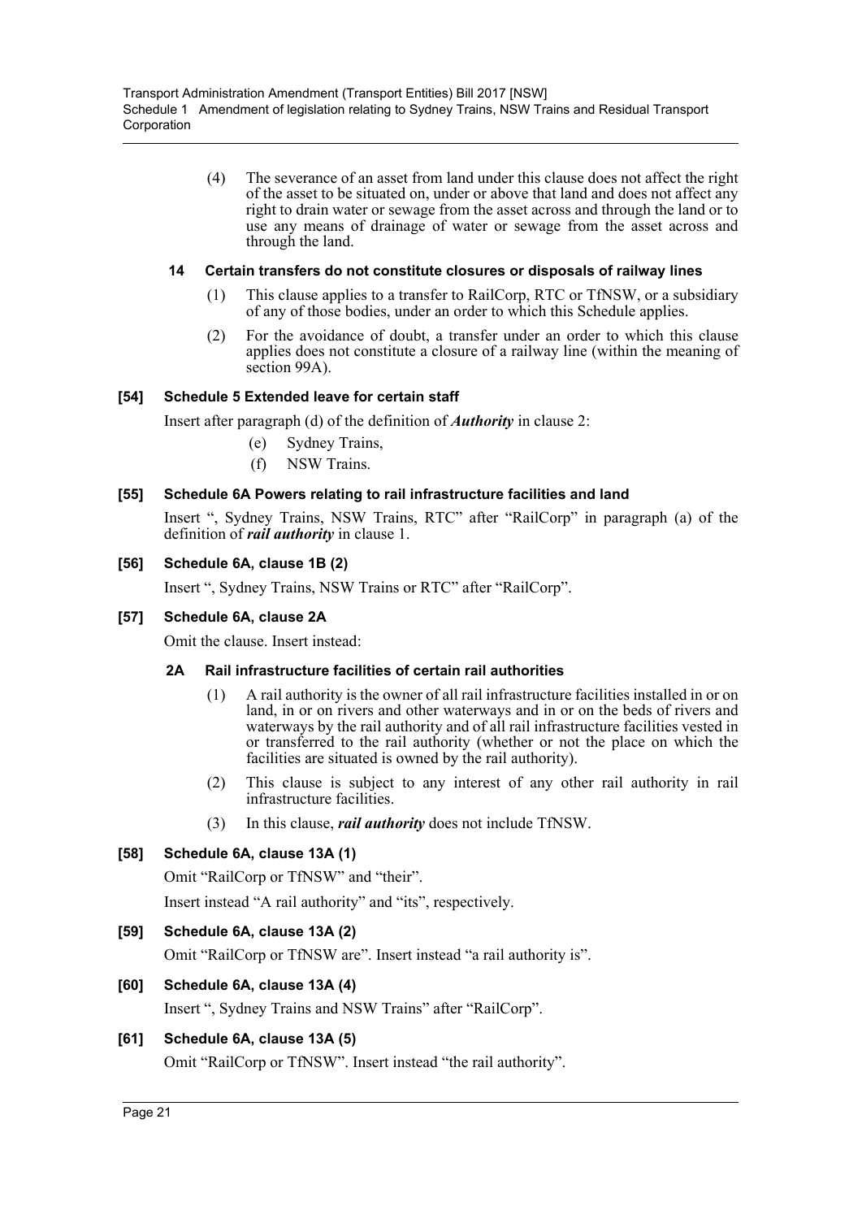(4) The severance of an asset from land under this clause does not affect the right of the asset to be situated on, under or above that land and does not affect any right to drain water or sewage from the asset across and through the land or to use any means of drainage of water or sewage from the asset across and through the land.

#### 14 Certain transfers do not constitute closures or disposals of railway lines

(1) This clause applies to a transfer to RailCorp, RTC or TfNSW, or a subsidiary of any of those bodies, under an order to which this Schedule applies.

(2) For the avoidance of doubt, a transfer under an order to which this clause applies does not constitute a closure of a railway line (within the meaning of section 99A).

### [54] Schedule 5 Extended leave for certain staff

Insert after paragraph (d) of the definition of ***Authority*** in clause 2:

(e) Sydney Trains,

(f) NSW Trains.

### [55] Schedule 6A Powers relating to rail infrastructure facilities and land

Insert ", Sydney Trains, NSW Trains, RTC" after "RailCorp" in paragraph (a) of the definition of ***rail authority*** in clause 1.

### [56] Schedule 6A, clause 1B (2)

Insert ", Sydney Trains, NSW Trains or RTC" after "RailCorp".

### [57] Schedule 6A, clause 2A

Omit the clause. Insert instead:

#### 2A Rail infrastructure facilities of certain rail authorities

(1) A rail authority is the owner of all rail infrastructure facilities installed in or on land, in or on rivers and other waterways and in or on the beds of rivers and waterways by the rail authority and of all rail infrastructure facilities vested in or transferred to the rail authority (whether or not the place on which the facilities are situated is owned by the rail authority).

(2) This clause is subject to any interest of any other rail authority in rail infrastructure facilities.

(3) In this clause, ***rail authority*** does not include TfNSW.

### [58] Schedule 6A, clause 13A (1)

Omit "RailCorp or TfNSW" and "their".

Insert instead "A rail authority" and "its", respectively.

### [59] Schedule 6A, clause 13A (2)

Omit "RailCorp or TfNSW are". Insert instead "a rail authority is".

### [60] Schedule 6A, clause 13A (4)

Insert ", Sydney Trains and NSW Trains" after "RailCorp".

### [61] Schedule 6A, clause 13A (5)

Omit "RailCorp or TfNSW". Insert instead "the rail authority".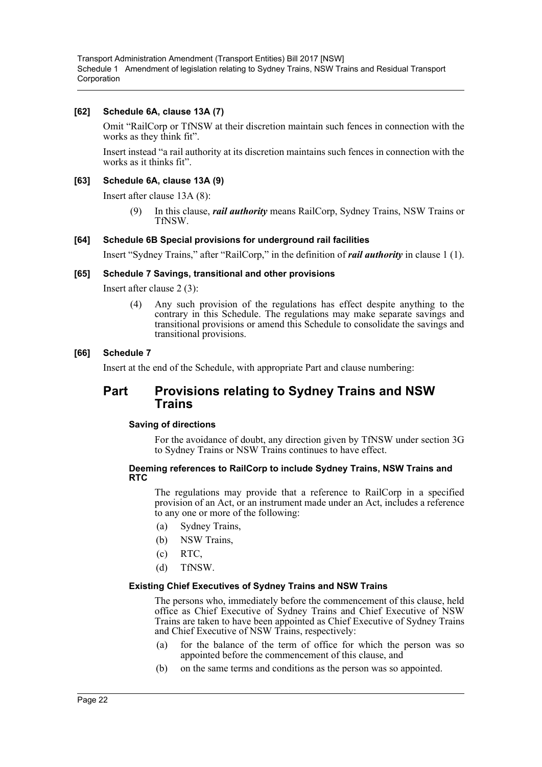**[62] Schedule 6A, clause 13A (7)**

Omit "RailCorp or TfNSW at their discretion maintain such fences in connection with the works as they think fit".

Insert instead "a rail authority at its discretion maintains such fences in connection with the works as it thinks fit".

**[63] Schedule 6A, clause 13A (9)**

Insert after clause 13A (8):

(9) In this clause, ***rail authority*** means RailCorp, Sydney Trains, NSW Trains or TfNSW.

**[64] Schedule 6B Special provisions for underground rail facilities**

Insert "Sydney Trains," after "RailCorp," in the definition of ***rail authority*** in clause 1 (1).

**[65] Schedule 7 Savings, transitional and other provisions**

Insert after clause 2 (3):

(4) Any such provision of the regulations has effect despite anything to the contrary in this Schedule. The regulations may make separate savings and transitional provisions or amend this Schedule to consolidate the savings and transitional provisions.

**[66] Schedule 7**

Insert at the end of the Schedule, with appropriate Part and clause numbering:

## Part Provisions relating to Sydney Trains and NSW Trains

**Saving of directions**

For the avoidance of doubt, any direction given by TfNSW under section 3G to Sydney Trains or NSW Trains continues to have effect.

**Deeming references to RailCorp to include Sydney Trains, NSW Trains and RTC**

The regulations may provide that a reference to RailCorp in a specified provision of an Act, or an instrument made under an Act, includes a reference to any one or more of the following:

(a) Sydney Trains,

(b) NSW Trains,

(c) RTC,

(d) TfNSW.

**Existing Chief Executives of Sydney Trains and NSW Trains**

The persons who, immediately before the commencement of this clause, held office as Chief Executive of Sydney Trains and Chief Executive of NSW Trains are taken to have been appointed as Chief Executive of Sydney Trains and Chief Executive of NSW Trains, respectively:

(a) for the balance of the term of office for which the person was so appointed before the commencement of this clause, and

(b) on the same terms and conditions as the person was so appointed.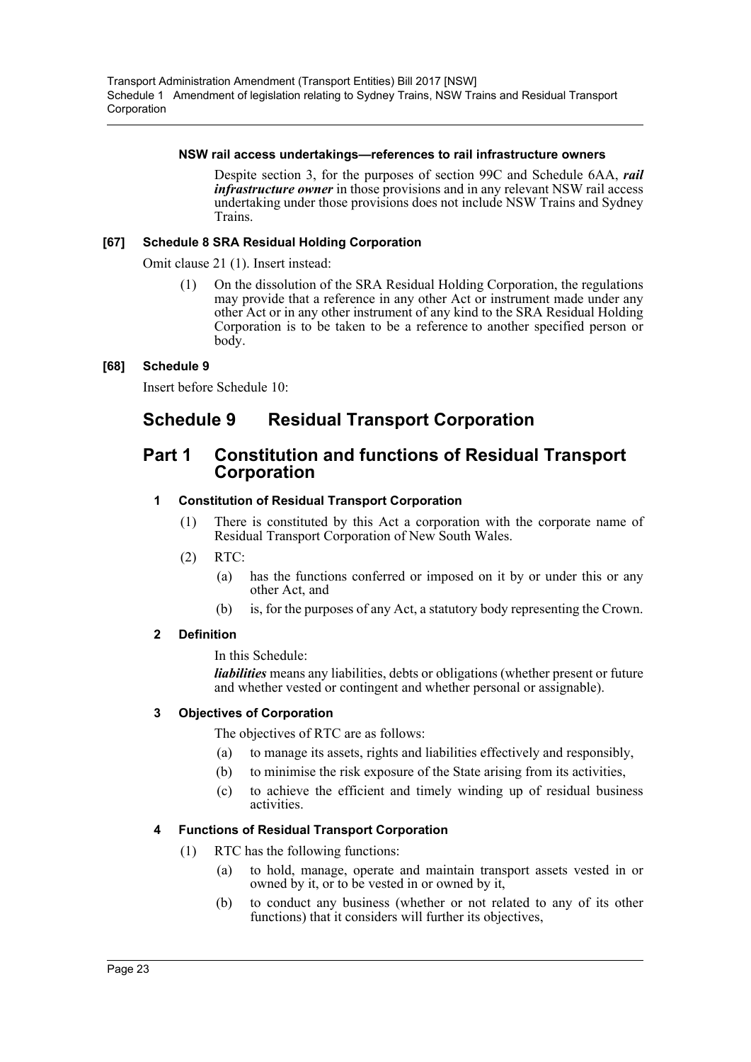#### NSW rail access undertakings—references to rail infrastructure owners

Despite section 3, for the purposes of section 99C and Schedule 6AA, ***rail infrastructure owner*** in those provisions and in any relevant NSW rail access undertaking under those provisions does not include NSW Trains and Sydney Trains.

### [67] Schedule 8 SRA Residual Holding Corporation

Omit clause 21 (1). Insert instead:

(1) On the dissolution of the SRA Residual Holding Corporation, the regulations may provide that a reference in any other Act or instrument made under any other Act or in any other instrument of any kind to the SRA Residual Holding Corporation is to be taken to be a reference to another specified person or body.

### [68] Schedule 9

Insert before Schedule 10:

# Schedule 9 Residual Transport Corporation

## Part 1 Constitution and functions of Residual Transport Corporation

#### 1 Constitution of Residual Transport Corporation

(1) There is constituted by this Act a corporation with the corporate name of Residual Transport Corporation of New South Wales.

(2) RTC:

(a) has the functions conferred or imposed on it by or under this or any other Act, and

(b) is, for the purposes of any Act, a statutory body representing the Crown.

#### 2 Definition

In this Schedule:

***liabilities*** means any liabilities, debts or obligations (whether present or future and whether vested or contingent and whether personal or assignable).

#### 3 Objectives of Corporation

The objectives of RTC are as follows:

(a) to manage its assets, rights and liabilities effectively and responsibly,

(b) to minimise the risk exposure of the State arising from its activities,

(c) to achieve the efficient and timely winding up of residual business activities.

#### 4 Functions of Residual Transport Corporation

(1) RTC has the following functions:

(a) to hold, manage, operate and maintain transport assets vested in or owned by it, or to be vested in or owned by it,

(b) to conduct any business (whether or not related to any of its other functions) that it considers will further its objectives,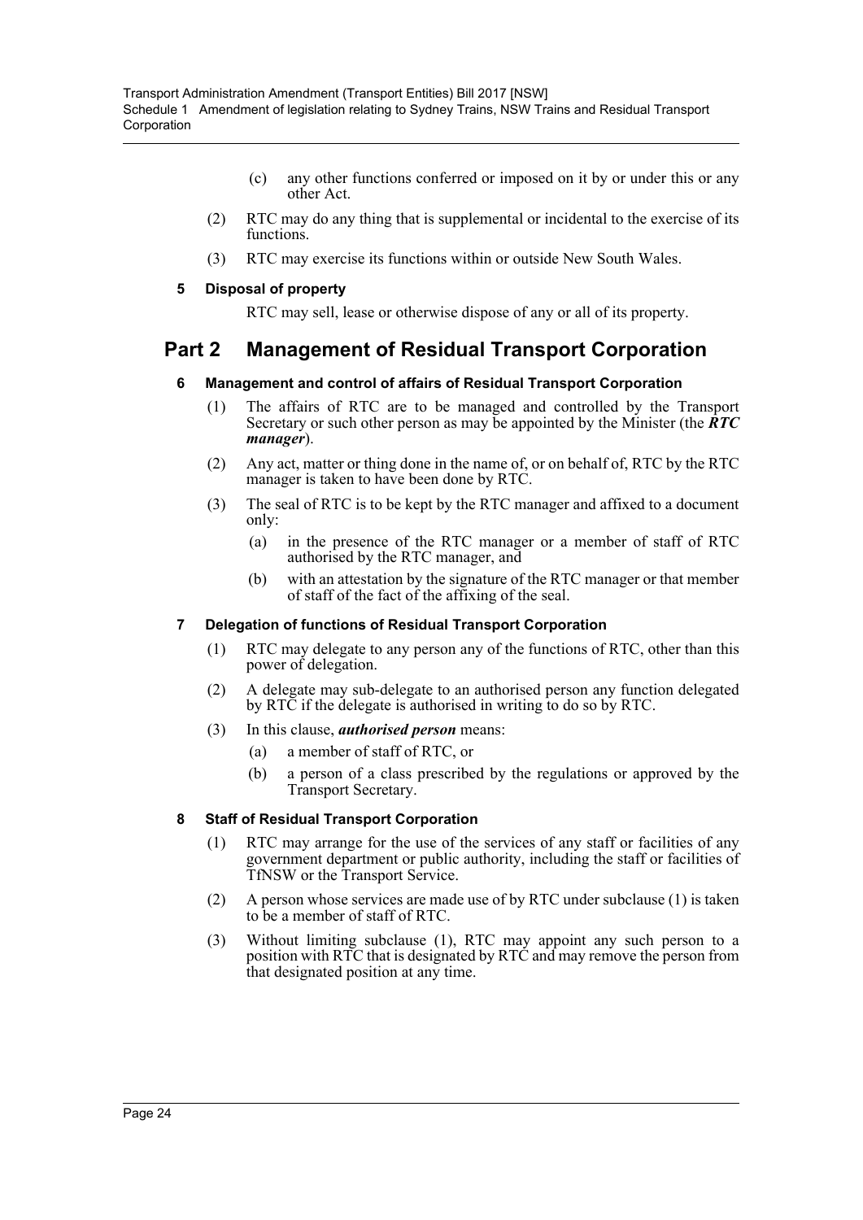(c) any other functions conferred or imposed on it by or under this or any other Act.

(2) RTC may do any thing that is supplemental or incidental to the exercise of its functions.

(3) RTC may exercise its functions within or outside New South Wales.

**5 Disposal of property**

RTC may sell, lease or otherwise dispose of any or all of its property.

## Part 2 Management of Residual Transport Corporation

**6 Management and control of affairs of Residual Transport Corporation**

(1) The affairs of RTC are to be managed and controlled by the Transport Secretary or such other person as may be appointed by the Minister (the ***RTC manager***).

(2) Any act, matter or thing done in the name of, or on behalf of, RTC by the RTC manager is taken to have been done by RTC.

(3) The seal of RTC is to be kept by the RTC manager and affixed to a document only:

(a) in the presence of the RTC manager or a member of staff of RTC authorised by the RTC manager, and

(b) with an attestation by the signature of the RTC manager or that member of staff of the fact of the affixing of the seal.

**7 Delegation of functions of Residual Transport Corporation**

(1) RTC may delegate to any person any of the functions of RTC, other than this power of delegation.

(2) A delegate may sub-delegate to an authorised person any function delegated by RTC if the delegate is authorised in writing to do so by RTC.

(3) In this clause, ***authorised person*** means:

(a) a member of staff of RTC, or

(b) a person of a class prescribed by the regulations or approved by the Transport Secretary.

**8 Staff of Residual Transport Corporation**

(1) RTC may arrange for the use of the services of any staff or facilities of any government department or public authority, including the staff or facilities of TfNSW or the Transport Service.

(2) A person whose services are made use of by RTC under subclause (1) is taken to be a member of staff of RTC.

(3) Without limiting subclause (1), RTC may appoint any such person to a position with RTC that is designated by RTC and may remove the person from that designated position at any time.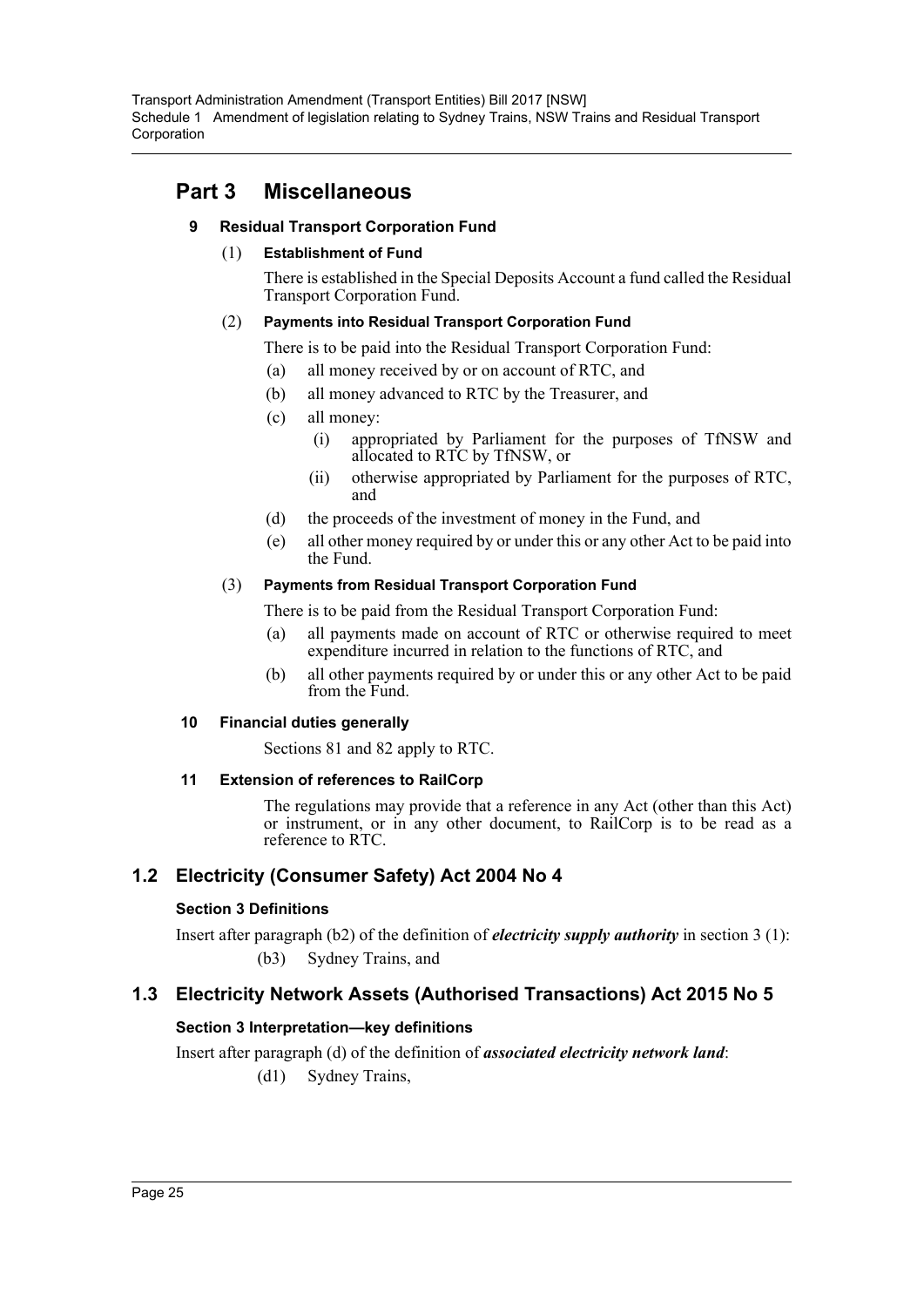## Part 3 Miscellaneous

### 9 Residual Transport Corporation Fund

(1) **Establishment of Fund**

There is established in the Special Deposits Account a fund called the Residual Transport Corporation Fund.

(2) **Payments into Residual Transport Corporation Fund**

There is to be paid into the Residual Transport Corporation Fund:

- (a) all money received by or on account of RTC, and
- (b) all money advanced to RTC by the Treasurer, and
- (c) all money:
  - (i) appropriated by Parliament for the purposes of TfNSW and allocated to RTC by TfNSW, or
  - (ii) otherwise appropriated by Parliament for the purposes of RTC, and
- (d) the proceeds of the investment of money in the Fund, and
- (e) all other money required by or under this or any other Act to be paid into the Fund.

(3) **Payments from Residual Transport Corporation Fund**

There is to be paid from the Residual Transport Corporation Fund:

- (a) all payments made on account of RTC or otherwise required to meet expenditure incurred in relation to the functions of RTC, and
- (b) all other payments required by or under this or any other Act to be paid from the Fund.

### 10 Financial duties generally

Sections 81 and 82 apply to RTC.

### 11 Extension of references to RailCorp

The regulations may provide that a reference in any Act (other than this Act) or instrument, or in any other document, to RailCorp is to be read as a reference to RTC.

## 1.2 Electricity (Consumer Safety) Act 2004 No 4

**Section 3 Definitions**

Insert after paragraph (b2) of the definition of ***electricity supply authority*** in section 3 (1):

(b3) Sydney Trains, and

## 1.3 Electricity Network Assets (Authorised Transactions) Act 2015 No 5

**Section 3 Interpretation—key definitions**

Insert after paragraph (d) of the definition of ***associated electricity network land***:

(d1) Sydney Trains,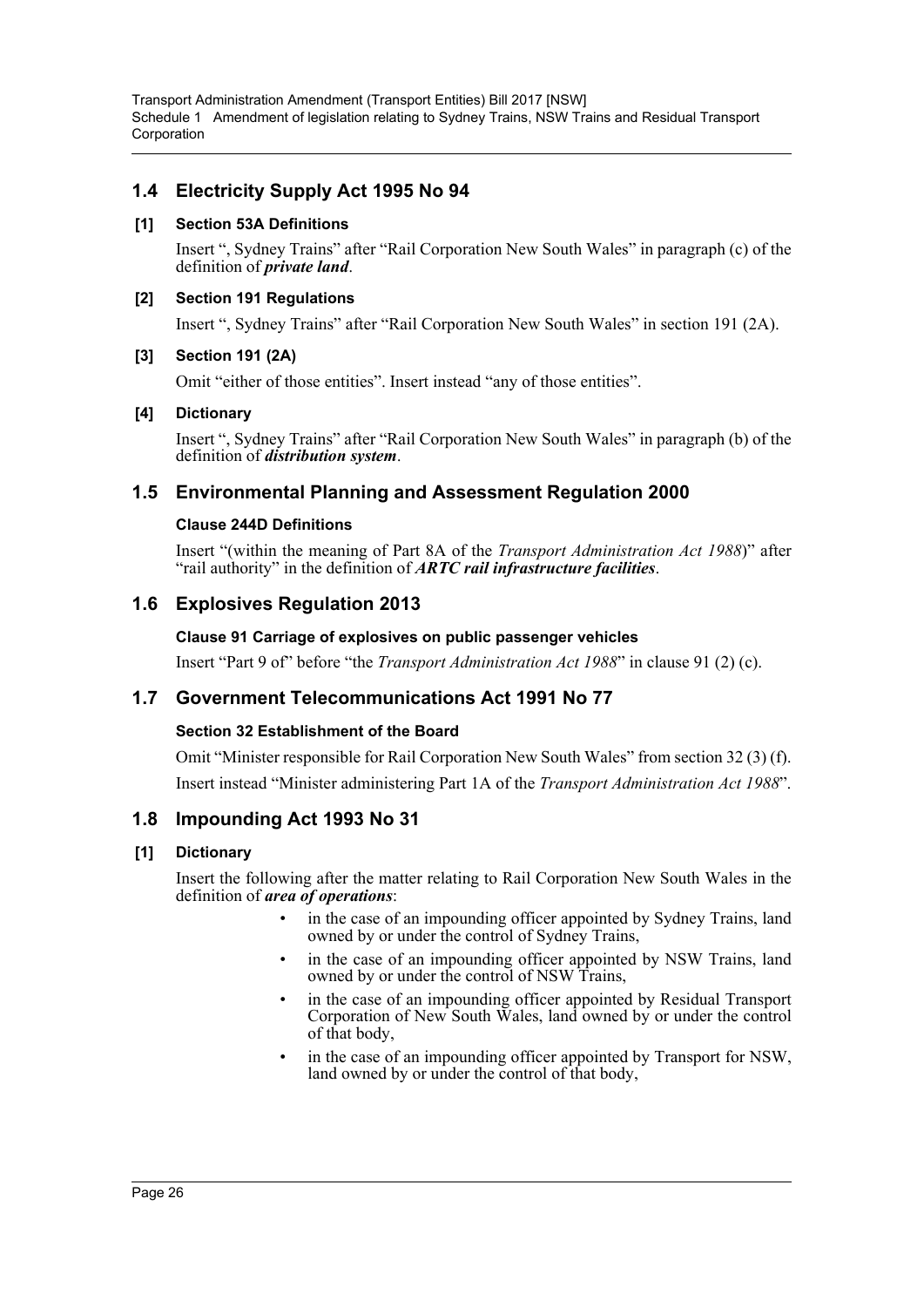## 1.4 Electricity Supply Act 1995 No 94

**[1] Section 53A Definitions**

Insert ", Sydney Trains" after "Rail Corporation New South Wales" in paragraph (c) of the definition of ***private land***.

**[2] Section 191 Regulations**

Insert ", Sydney Trains" after "Rail Corporation New South Wales" in section 191 (2A).

**[3] Section 191 (2A)**

Omit "either of those entities". Insert instead "any of those entities".

**[4] Dictionary**

Insert ", Sydney Trains" after "Rail Corporation New South Wales" in paragraph (b) of the definition of ***distribution system***.

## 1.5 Environmental Planning and Assessment Regulation 2000

**Clause 244D Definitions**

Insert "(within the meaning of Part 8A of the *Transport Administration Act 1988*)" after "rail authority" in the definition of ***ARTC rail infrastructure facilities***.

## 1.6 Explosives Regulation 2013

**Clause 91 Carriage of explosives on public passenger vehicles**

Insert "Part 9 of" before "the *Transport Administration Act 1988*" in clause 91 (2) (c).

## 1.7 Government Telecommunications Act 1991 No 77

**Section 32 Establishment of the Board**

Omit "Minister responsible for Rail Corporation New South Wales" from section 32 (3) (f).

Insert instead "Minister administering Part 1A of the *Transport Administration Act 1988*".

## 1.8 Impounding Act 1993 No 31

**[1] Dictionary**

Insert the following after the matter relating to Rail Corporation New South Wales in the definition of ***area of operations***:

- in the case of an impounding officer appointed by Sydney Trains, land owned by or under the control of Sydney Trains,
- in the case of an impounding officer appointed by NSW Trains, land owned by or under the control of NSW Trains,
- in the case of an impounding officer appointed by Residual Transport Corporation of New South Wales, land owned by or under the control of that body,
- in the case of an impounding officer appointed by Transport for NSW, land owned by or under the control of that body,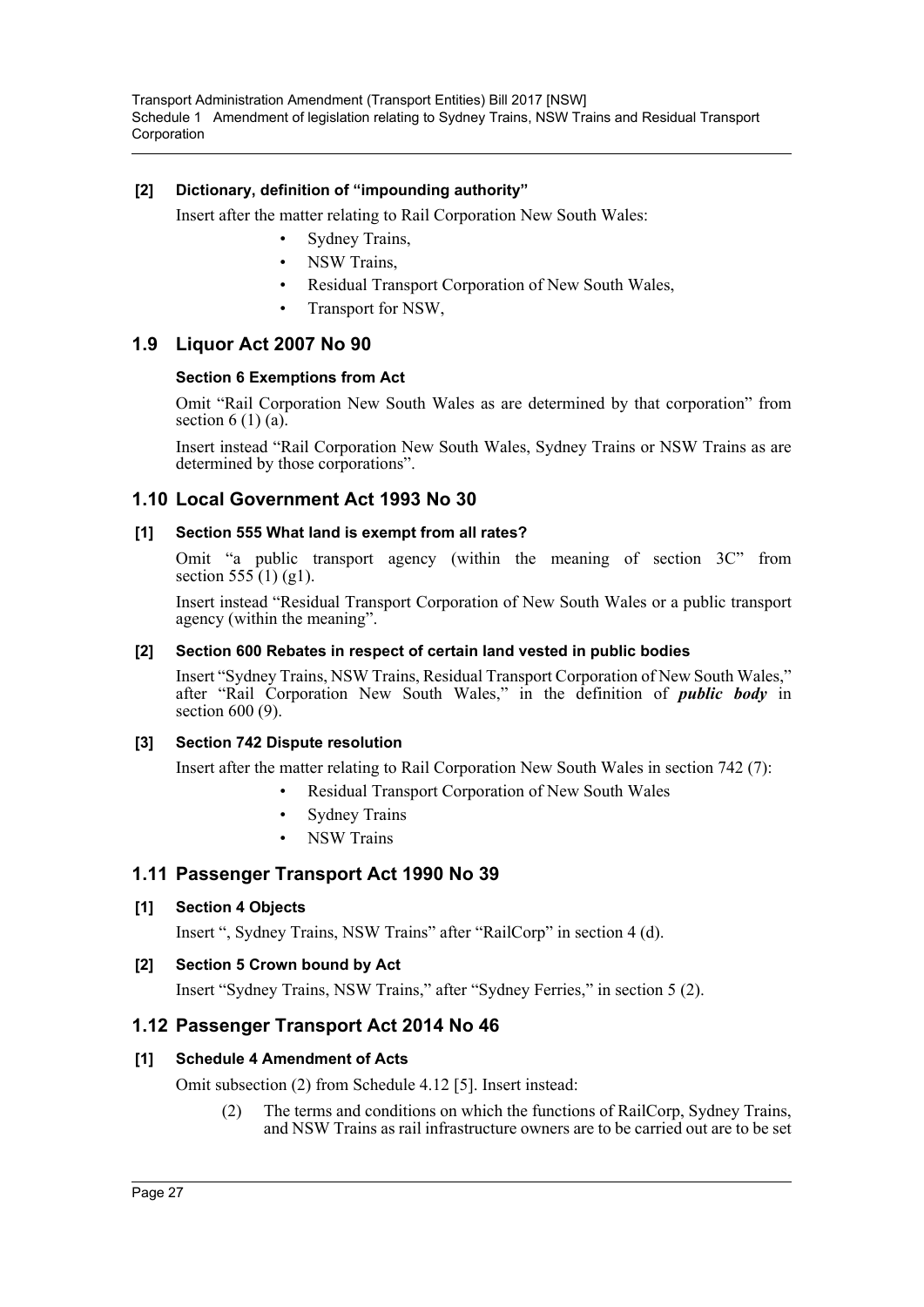### [2] Dictionary, definition of "impounding authority"

Insert after the matter relating to Rail Corporation New South Wales:

- Sydney Trains,
- NSW Trains,
- Residual Transport Corporation of New South Wales,
- Transport for NSW,

## 1.9 Liquor Act 2007 No 90

### Section 6 Exemptions from Act

Omit "Rail Corporation New South Wales as are determined by that corporation" from section 6 (1) (a).

Insert instead "Rail Corporation New South Wales, Sydney Trains or NSW Trains as are determined by those corporations".

## 1.10 Local Government Act 1993 No 30

### [1] Section 555 What land is exempt from all rates?

Omit "a public transport agency (within the meaning of section 3C" from section 555 (1) (g1).

Insert instead "Residual Transport Corporation of New South Wales or a public transport agency (within the meaning".

### [2] Section 600 Rebates in respect of certain land vested in public bodies

Insert "Sydney Trains, NSW Trains, Residual Transport Corporation of New South Wales," after "Rail Corporation New South Wales," in the definition of ***public body*** in section 600 (9).

### [3] Section 742 Dispute resolution

Insert after the matter relating to Rail Corporation New South Wales in section 742 (7):

- Residual Transport Corporation of New South Wales
- Sydney Trains
- NSW Trains

## 1.11 Passenger Transport Act 1990 No 39

### [1] Section 4 Objects

Insert ", Sydney Trains, NSW Trains" after "RailCorp" in section 4 (d).

### [2] Section 5 Crown bound by Act

Insert "Sydney Trains, NSW Trains," after "Sydney Ferries," in section 5 (2).

## 1.12 Passenger Transport Act 2014 No 46

### [1] Schedule 4 Amendment of Acts

Omit subsection (2) from Schedule 4.12 [5]. Insert instead:

(2) The terms and conditions on which the functions of RailCorp, Sydney Trains, and NSW Trains as rail infrastructure owners are to be carried out are to be set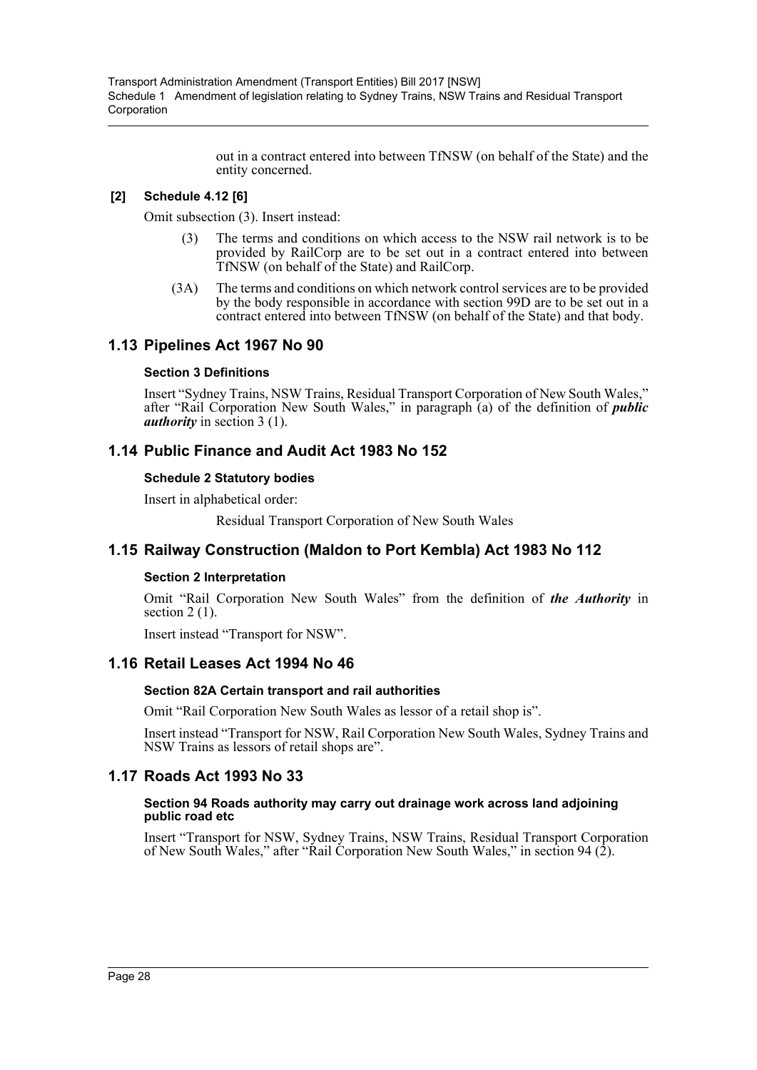out in a contract entered into between TfNSW (on behalf of the State) and the entity concerned.

**[2] Schedule 4.12 [6]**

Omit subsection (3). Insert instead:

(3) The terms and conditions on which access to the NSW rail network is to be provided by RailCorp are to be set out in a contract entered into between TfNSW (on behalf of the State) and RailCorp.

(3A) The terms and conditions on which network control services are to be provided by the body responsible in accordance with section 99D are to be set out in a contract entered into between TfNSW (on behalf of the State) and that body.

## 1.13 Pipelines Act 1967 No 90

**Section 3 Definitions**

Insert "Sydney Trains, NSW Trains, Residual Transport Corporation of New South Wales," after "Rail Corporation New South Wales," in paragraph (a) of the definition of ***public authority*** in section 3 (1).

## 1.14 Public Finance and Audit Act 1983 No 152

**Schedule 2 Statutory bodies**

Insert in alphabetical order:

Residual Transport Corporation of New South Wales

## 1.15 Railway Construction (Maldon to Port Kembla) Act 1983 No 112

**Section 2 Interpretation**

Omit "Rail Corporation New South Wales" from the definition of ***the Authority*** in section 2 (1).

Insert instead "Transport for NSW".

## 1.16 Retail Leases Act 1994 No 46

**Section 82A Certain transport and rail authorities**

Omit "Rail Corporation New South Wales as lessor of a retail shop is".

Insert instead "Transport for NSW, Rail Corporation New South Wales, Sydney Trains and NSW Trains as lessors of retail shops are".

## 1.17 Roads Act 1993 No 33

**Section 94 Roads authority may carry out drainage work across land adjoining public road etc**

Insert "Transport for NSW, Sydney Trains, NSW Trains, Residual Transport Corporation of New South Wales," after "Rail Corporation New South Wales," in section 94 (2).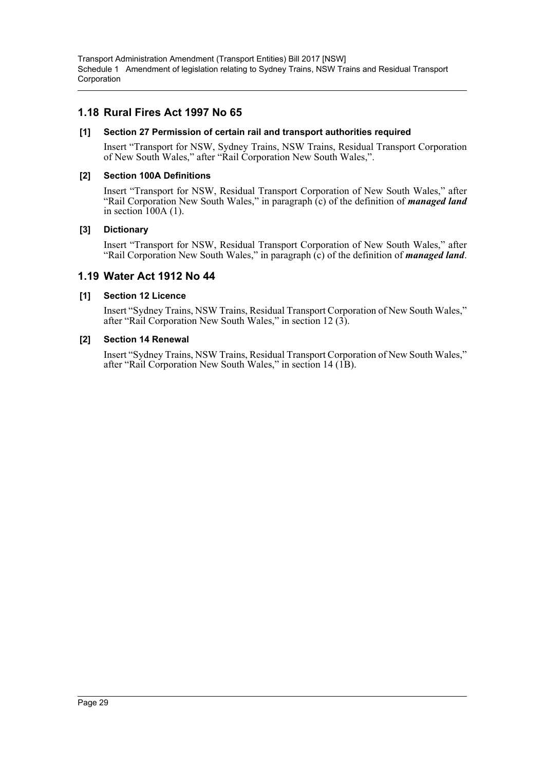## 1.18 Rural Fires Act 1997 No 65

### [1] Section 27 Permission of certain rail and transport authorities required

Insert "Transport for NSW, Sydney Trains, NSW Trains, Residual Transport Corporation of New South Wales," after "Rail Corporation New South Wales,".

### [2] Section 100A Definitions

Insert "Transport for NSW, Residual Transport Corporation of New South Wales," after "Rail Corporation New South Wales," in paragraph (c) of the definition of ***managed land*** in section 100A (1).

### [3] Dictionary

Insert "Transport for NSW, Residual Transport Corporation of New South Wales," after "Rail Corporation New South Wales," in paragraph (c) of the definition of ***managed land***.

## 1.19 Water Act 1912 No 44

### [1] Section 12 Licence

Insert "Sydney Trains, NSW Trains, Residual Transport Corporation of New South Wales," after "Rail Corporation New South Wales," in section 12 (3).

### [2] Section 14 Renewal

Insert "Sydney Trains, NSW Trains, Residual Transport Corporation of New South Wales," after "Rail Corporation New South Wales," in section 14 (1B).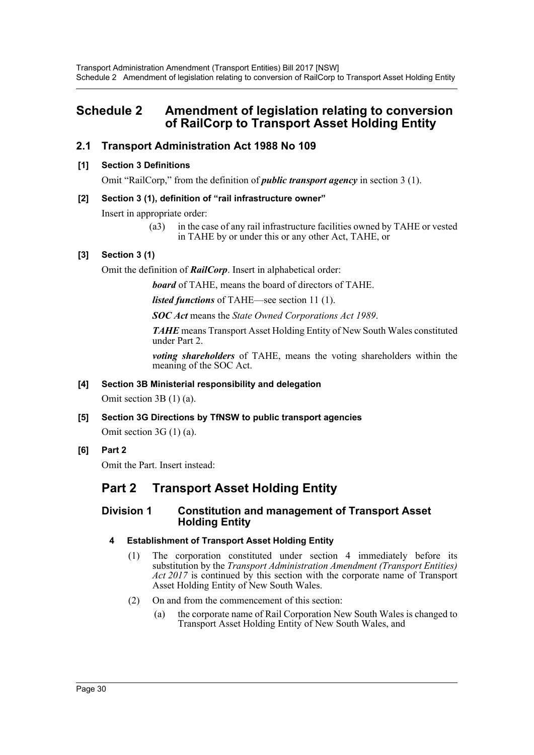# Schedule 2 Amendment of legislation relating to conversion of RailCorp to Transport Asset Holding Entity

## 2.1 Transport Administration Act 1988 No 109

### [1] Section 3 Definitions

Omit "RailCorp," from the definition of ***public transport agency*** in section 3 (1).

### [2] Section 3 (1), definition of "rail infrastructure owner"

Insert in appropriate order:

(a3) in the case of any rail infrastructure facilities owned by TAHE or vested in TAHE by or under this or any other Act, TAHE, or

### [3] Section 3 (1)

Omit the definition of ***RailCorp***. Insert in alphabetical order:

***board*** of TAHE, means the board of directors of TAHE.

***listed functions*** of TAHE—see section 11 (1).

***SOC Act*** means the *State Owned Corporations Act 1989*.

***TAHE*** means Transport Asset Holding Entity of New South Wales constituted under Part 2.

***voting shareholders*** of TAHE, means the voting shareholders within the meaning of the SOC Act.

### [4] Section 3B Ministerial responsibility and delegation

Omit section 3B (1) (a).

### [5] Section 3G Directions by TfNSW to public transport agencies

Omit section 3G (1) (a).

### [6] Part 2

Omit the Part. Insert instead:

# Part 2 Transport Asset Holding Entity

## Division 1 Constitution and management of Transport Asset Holding Entity

### 4 Establishment of Transport Asset Holding Entity

(1) The corporation constituted under section 4 immediately before its substitution by the *Transport Administration Amendment (Transport Entities) Act 2017* is continued by this section with the corporate name of Transport Asset Holding Entity of New South Wales.

(2) On and from the commencement of this section:

(a) the corporate name of Rail Corporation New South Wales is changed to Transport Asset Holding Entity of New South Wales, and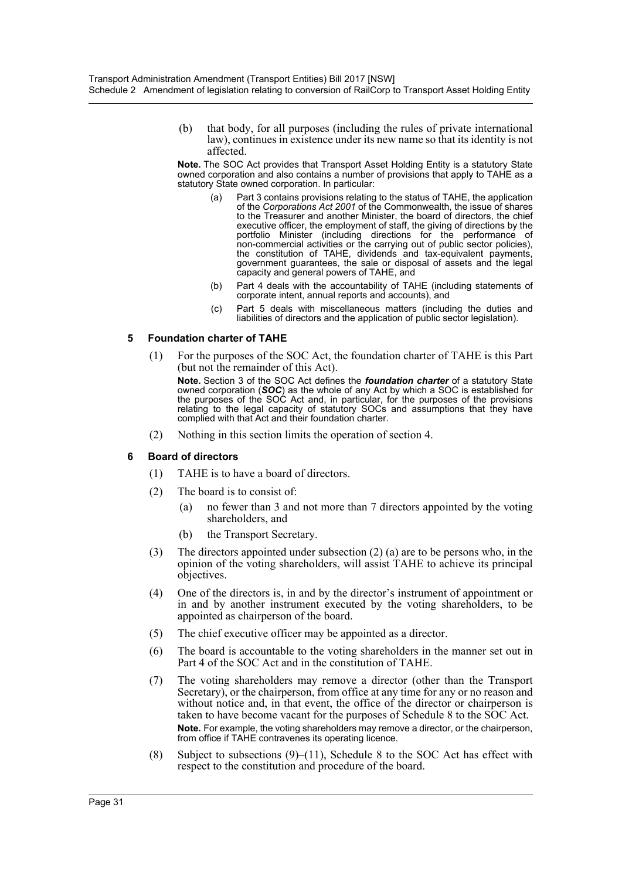(b) that body, for all purposes (including the rules of private international law), continues in existence under its new name so that its identity is not affected.

**Note.** The SOC Act provides that Transport Asset Holding Entity is a statutory State owned corporation and also contains a number of provisions that apply to TAHE as a statutory State owned corporation. In particular:

(a) Part 3 contains provisions relating to the status of TAHE, the application of the *Corporations Act 2001* of the Commonwealth, the issue of shares to the Treasurer and another Minister, the board of directors, the chief executive officer, the employment of staff, the giving of directions by the portfolio Minister (including directions for the performance of non-commercial activities or the carrying out of public sector policies), the constitution of TAHE, dividends and tax-equivalent payments, government guarantees, the sale or disposal of assets and the legal capacity and general powers of TAHE, and

(b) Part 4 deals with the accountability of TAHE (including statements of corporate intent, annual reports and accounts), and

(c) Part 5 deals with miscellaneous matters (including the duties and liabilities of directors and the application of public sector legislation).

### 5 Foundation charter of TAHE

(1) For the purposes of the SOC Act, the foundation charter of TAHE is this Part (but not the remainder of this Act).

**Note.** Section 3 of the SOC Act defines the ***foundation charter*** of a statutory State owned corporation (***SOC***) as the whole of any Act by which a SOC is established for the purposes of the SOC Act and, in particular, for the purposes of the provisions relating to the legal capacity of statutory SOCs and assumptions that they have complied with that Act and their foundation charter.

(2) Nothing in this section limits the operation of section 4.

### 6 Board of directors

(1) TAHE is to have a board of directors.

(2) The board is to consist of:

(a) no fewer than 3 and not more than 7 directors appointed by the voting shareholders, and

(b) the Transport Secretary.

(3) The directors appointed under subsection (2) (a) are to be persons who, in the opinion of the voting shareholders, will assist TAHE to achieve its principal objectives.

(4) One of the directors is, in and by the director's instrument of appointment or in and by another instrument executed by the voting shareholders, to be appointed as chairperson of the board.

(5) The chief executive officer may be appointed as a director.

(6) The board is accountable to the voting shareholders in the manner set out in Part 4 of the SOC Act and in the constitution of TAHE.

(7) The voting shareholders may remove a director (other than the Transport Secretary), or the chairperson, from office at any time for any or no reason and without notice and, in that event, the office of the director or chairperson is taken to have become vacant for the purposes of Schedule 8 to the SOC Act.

**Note.** For example, the voting shareholders may remove a director, or the chairperson, from office if TAHE contravenes its operating licence.

(8) Subject to subsections (9)–(11), Schedule 8 to the SOC Act has effect with respect to the constitution and procedure of the board.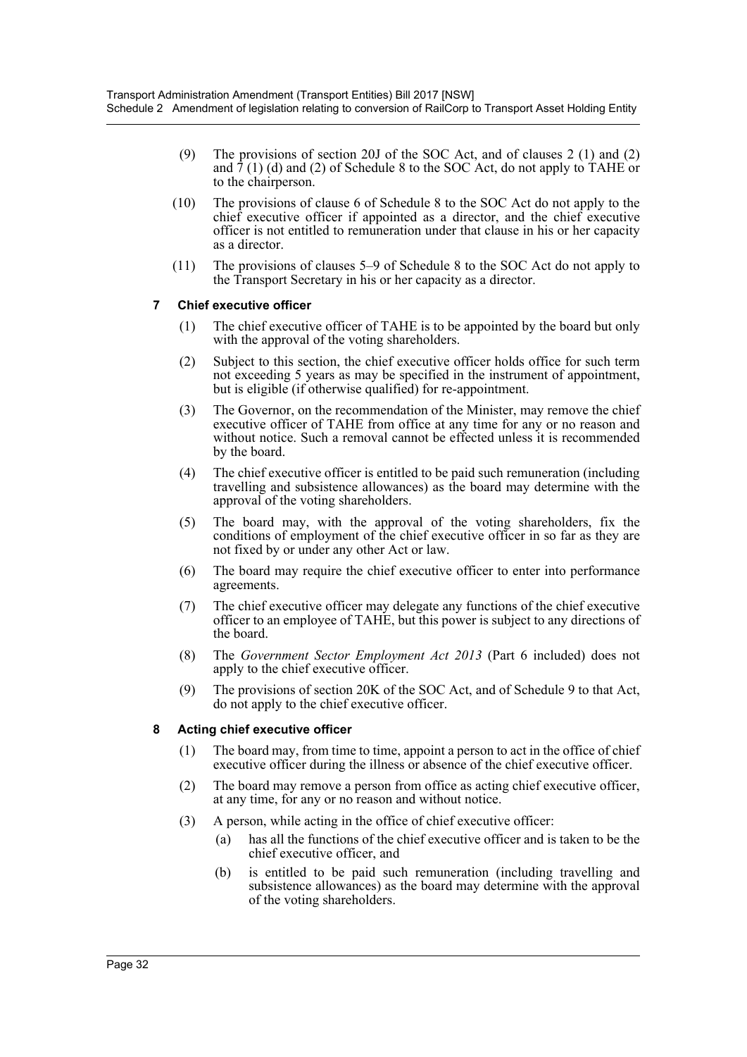(9) The provisions of section 20J of the SOC Act, and of clauses 2 (1) and (2) and 7 (1) (d) and (2) of Schedule 8 to the SOC Act, do not apply to TAHE or to the chairperson.

(10) The provisions of clause 6 of Schedule 8 to the SOC Act do not apply to the chief executive officer if appointed as a director, and the chief executive officer is not entitled to remuneration under that clause in his or her capacity as a director.

(11) The provisions of clauses 5–9 of Schedule 8 to the SOC Act do not apply to the Transport Secretary in his or her capacity as a director.

### 7 Chief executive officer

(1) The chief executive officer of TAHE is to be appointed by the board but only with the approval of the voting shareholders.

(2) Subject to this section, the chief executive officer holds office for such term not exceeding 5 years as may be specified in the instrument of appointment, but is eligible (if otherwise qualified) for re-appointment.

(3) The Governor, on the recommendation of the Minister, may remove the chief executive officer of TAHE from office at any time for any or no reason and without notice. Such a removal cannot be effected unless it is recommended by the board.

(4) The chief executive officer is entitled to be paid such remuneration (including travelling and subsistence allowances) as the board may determine with the approval of the voting shareholders.

(5) The board may, with the approval of the voting shareholders, fix the conditions of employment of the chief executive officer in so far as they are not fixed by or under any other Act or law.

(6) The board may require the chief executive officer to enter into performance agreements.

(7) The chief executive officer may delegate any functions of the chief executive officer to an employee of TAHE, but this power is subject to any directions of the board.

(8) The *Government Sector Employment Act 2013* (Part 6 included) does not apply to the chief executive officer.

(9) The provisions of section 20K of the SOC Act, and of Schedule 9 to that Act, do not apply to the chief executive officer.

### 8 Acting chief executive officer

(1) The board may, from time to time, appoint a person to act in the office of chief executive officer during the illness or absence of the chief executive officer.

(2) The board may remove a person from office as acting chief executive officer, at any time, for any or no reason and without notice.

(3) A person, while acting in the office of chief executive officer:

- (a) has all the functions of the chief executive officer and is taken to be the chief executive officer, and
- (b) is entitled to be paid such remuneration (including travelling and subsistence allowances) as the board may determine with the approval of the voting shareholders.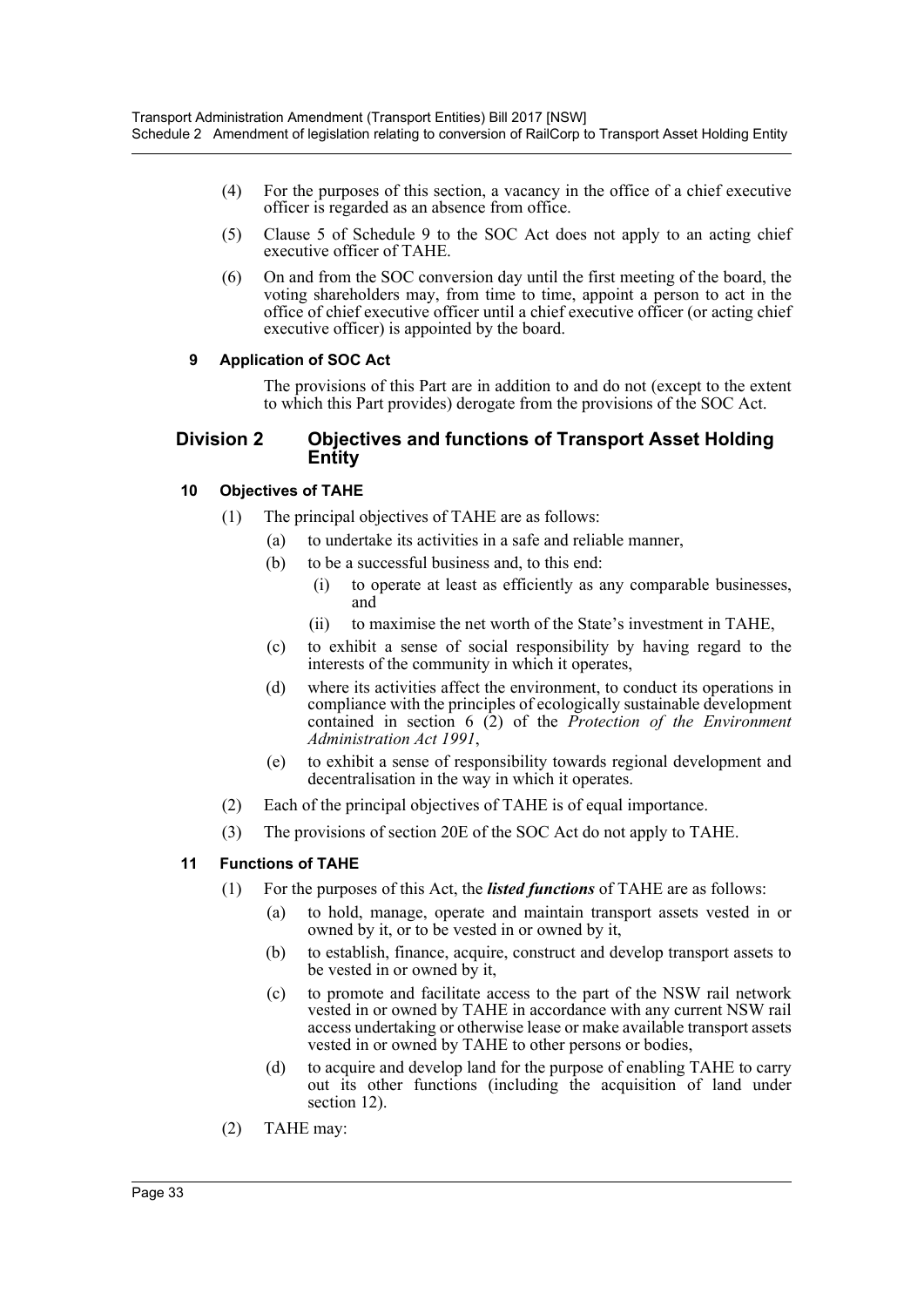(4) For the purposes of this section, a vacancy in the office of a chief executive officer is regarded as an absence from office.

(5) Clause 5 of Schedule 9 to the SOC Act does not apply to an acting chief executive officer of TAHE.

(6) On and from the SOC conversion day until the first meeting of the board, the voting shareholders may, from time to time, appoint a person to act in the office of chief executive officer until a chief executive officer (or acting chief executive officer) is appointed by the board.

#### 9 Application of SOC Act

The provisions of this Part are in addition to and do not (except to the extent to which this Part provides) derogate from the provisions of the SOC Act.

### Division 2 Objectives and functions of Transport Asset Holding Entity

#### 10 Objectives of TAHE

(1) The principal objectives of TAHE are as follows:

(a) to undertake its activities in a safe and reliable manner,

(b) to be a successful business and, to this end:

(i) to operate at least as efficiently as any comparable businesses, and

(ii) to maximise the net worth of the State's investment in TAHE,

(c) to exhibit a sense of social responsibility by having regard to the interests of the community in which it operates,

(d) where its activities affect the environment, to conduct its operations in compliance with the principles of ecologically sustainable development contained in section 6 (2) of the *Protection of the Environment Administration Act 1991*,

(e) to exhibit a sense of responsibility towards regional development and decentralisation in the way in which it operates.

(2) Each of the principal objectives of TAHE is of equal importance.

(3) The provisions of section 20E of the SOC Act do not apply to TAHE.

#### 11 Functions of TAHE

(1) For the purposes of this Act, the ***listed functions*** of TAHE are as follows:

(a) to hold, manage, operate and maintain transport assets vested in or owned by it, or to be vested in or owned by it,

(b) to establish, finance, acquire, construct and develop transport assets to be vested in or owned by it,

(c) to promote and facilitate access to the part of the NSW rail network vested in or owned by TAHE in accordance with any current NSW rail access undertaking or otherwise lease or make available transport assets vested in or owned by TAHE to other persons or bodies,

(d) to acquire and develop land for the purpose of enabling TAHE to carry out its other functions (including the acquisition of land under section 12).

(2) TAHE may: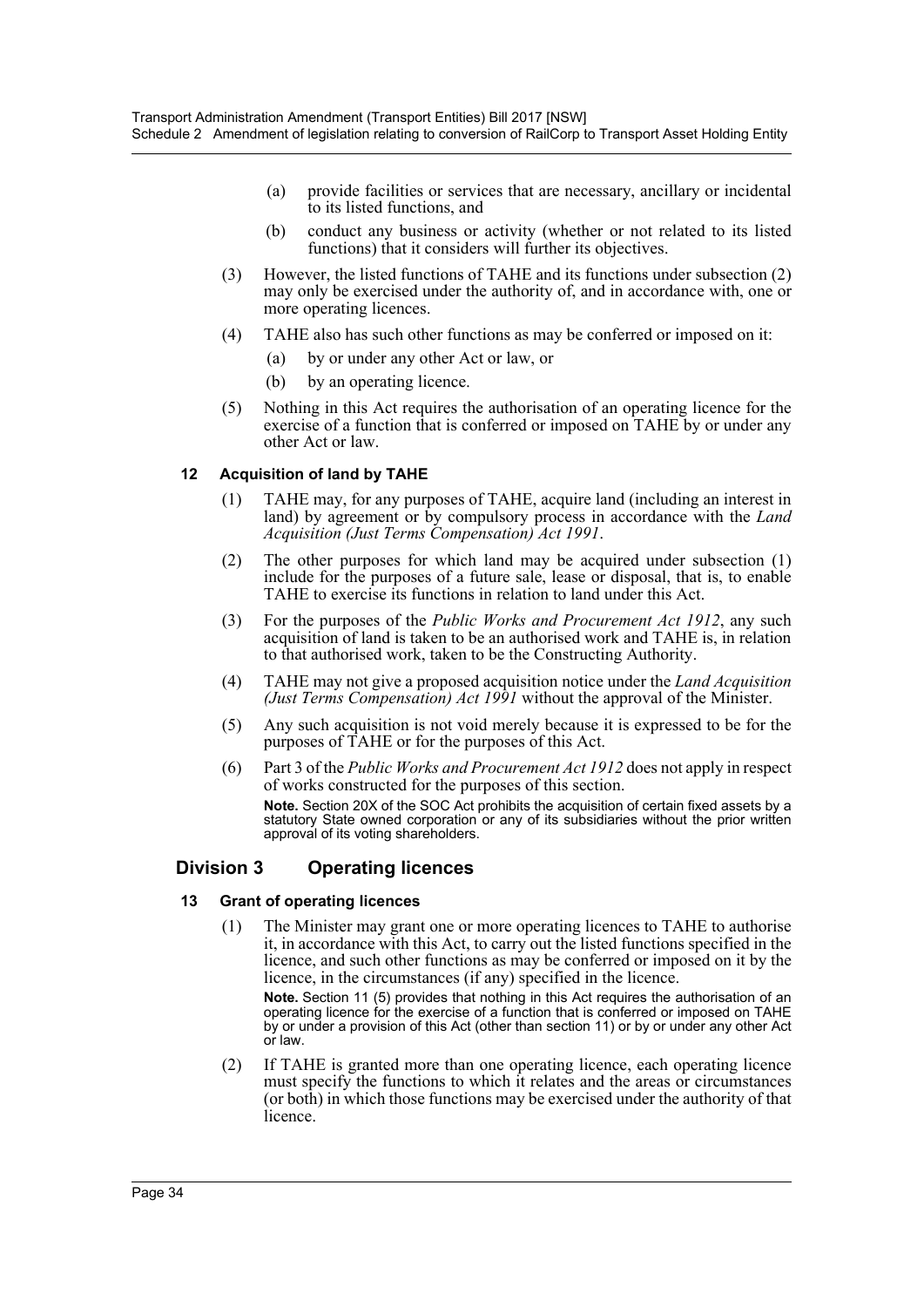(a) provide facilities or services that are necessary, ancillary or incidental to its listed functions, and

(b) conduct any business or activity (whether or not related to its listed functions) that it considers will further its objectives.

(3) However, the listed functions of TAHE and its functions under subsection (2) may only be exercised under the authority of, and in accordance with, one or more operating licences.

(4) TAHE also has such other functions as may be conferred or imposed on it:

(a) by or under any other Act or law, or

(b) by an operating licence.

(5) Nothing in this Act requires the authorisation of an operating licence for the exercise of a function that is conferred or imposed on TAHE by or under any other Act or law.

#### 12 Acquisition of land by TAHE

(1) TAHE may, for any purposes of TAHE, acquire land (including an interest in land) by agreement or by compulsory process in accordance with the *Land Acquisition (Just Terms Compensation) Act 1991*.

(2) The other purposes for which land may be acquired under subsection (1) include for the purposes of a future sale, lease or disposal, that is, to enable TAHE to exercise its functions in relation to land under this Act.

(3) For the purposes of the *Public Works and Procurement Act 1912*, any such acquisition of land is taken to be an authorised work and TAHE is, in relation to that authorised work, taken to be the Constructing Authority.

(4) TAHE may not give a proposed acquisition notice under the *Land Acquisition (Just Terms Compensation) Act 1991* without the approval of the Minister.

(5) Any such acquisition is not void merely because it is expressed to be for the purposes of TAHE or for the purposes of this Act.

(6) Part 3 of the *Public Works and Procurement Act 1912* does not apply in respect of works constructed for the purposes of this section.

**Note.** Section 20X of the SOC Act prohibits the acquisition of certain fixed assets by a statutory State owned corporation or any of its subsidiaries without the prior written approval of its voting shareholders.

### Division 3 Operating licences

#### 13 Grant of operating licences

(1) The Minister may grant one or more operating licences to TAHE to authorise it, in accordance with this Act, to carry out the listed functions specified in the licence, and such other functions as may be conferred or imposed on it by the licence, in the circumstances (if any) specified in the licence.

**Note.** Section 11 (5) provides that nothing in this Act requires the authorisation of an operating licence for the exercise of a function that is conferred or imposed on TAHE by or under a provision of this Act (other than section 11) or by or under any other Act or law.

(2) If TAHE is granted more than one operating licence, each operating licence must specify the functions to which it relates and the areas or circumstances (or both) in which those functions may be exercised under the authority of that licence.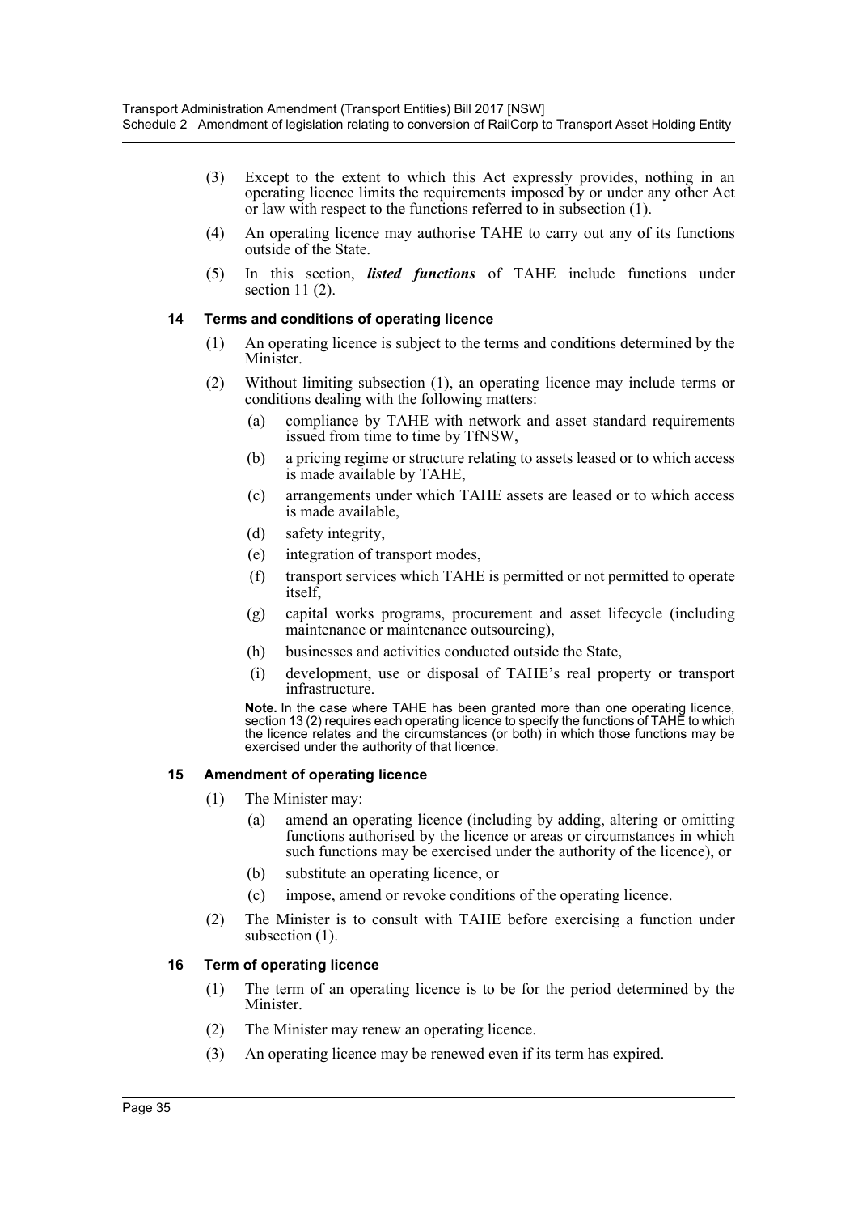(3) Except to the extent to which this Act expressly provides, nothing in an operating licence limits the requirements imposed by or under any other Act or law with respect to the functions referred to in subsection (1).

(4) An operating licence may authorise TAHE to carry out any of its functions outside of the State.

(5) In this section, ***listed functions*** of TAHE include functions under section 11 (2).

### 14 Terms and conditions of operating licence

(1) An operating licence is subject to the terms and conditions determined by the Minister.

(2) Without limiting subsection (1), an operating licence may include terms or conditions dealing with the following matters:

- (a) compliance by TAHE with network and asset standard requirements issued from time to time by TfNSW,
- (b) a pricing regime or structure relating to assets leased or to which access is made available by TAHE,
- (c) arrangements under which TAHE assets are leased or to which access is made available,
- (d) safety integrity,
- (e) integration of transport modes,
- (f) transport services which TAHE is permitted or not permitted to operate itself,
- (g) capital works programs, procurement and asset lifecycle (including maintenance or maintenance outsourcing),
- (h) businesses and activities conducted outside the State,
- (i) development, use or disposal of TAHE's real property or transport infrastructure.

**Note.** In the case where TAHE has been granted more than one operating licence, section 13 (2) requires each operating licence to specify the functions of TAHE to which the licence relates and the circumstances (or both) in which those functions may be exercised under the authority of that licence.

### 15 Amendment of operating licence

(1) The Minister may:

- (a) amend an operating licence (including by adding, altering or omitting functions authorised by the licence or areas or circumstances in which such functions may be exercised under the authority of the licence), or
- (b) substitute an operating licence, or
- (c) impose, amend or revoke conditions of the operating licence.

(2) The Minister is to consult with TAHE before exercising a function under subsection (1).

### 16 Term of operating licence

(1) The term of an operating licence is to be for the period determined by the Minister.

(2) The Minister may renew an operating licence.

(3) An operating licence may be renewed even if its term has expired.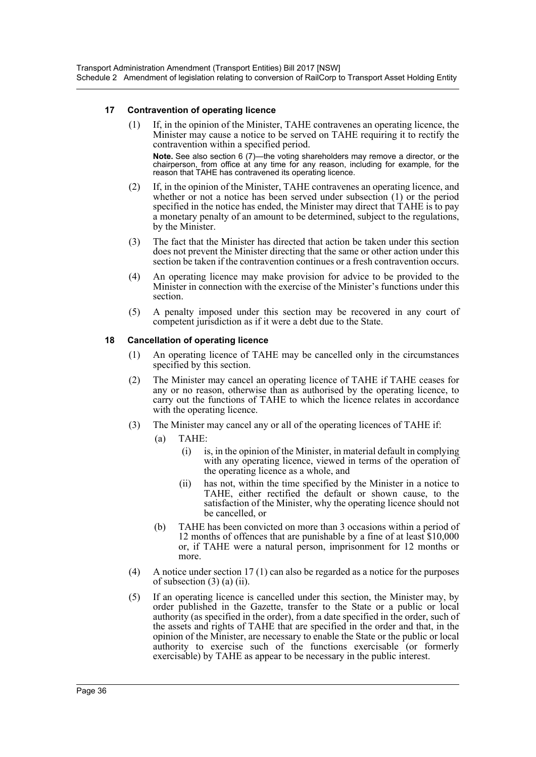### 17 Contravention of operating licence

(1) If, in the opinion of the Minister, TAHE contravenes an operating licence, the Minister may cause a notice to be served on TAHE requiring it to rectify the contravention within a specified period.

**Note.** See also section 6 (7)—the voting shareholders may remove a director, or the chairperson, from office at any time for any reason, including for example, for the reason that TAHE has contravened its operating licence.

(2) If, in the opinion of the Minister, TAHE contravenes an operating licence, and whether or not a notice has been served under subsection (1) or the period specified in the notice has ended, the Minister may direct that TAHE is to pay a monetary penalty of an amount to be determined, subject to the regulations, by the Minister.

(3) The fact that the Minister has directed that action be taken under this section does not prevent the Minister directing that the same or other action under this section be taken if the contravention continues or a fresh contravention occurs.

(4) An operating licence may make provision for advice to be provided to the Minister in connection with the exercise of the Minister's functions under this section.

(5) A penalty imposed under this section may be recovered in any court of competent jurisdiction as if it were a debt due to the State.

### 18 Cancellation of operating licence

(1) An operating licence of TAHE may be cancelled only in the circumstances specified by this section.

(2) The Minister may cancel an operating licence of TAHE if TAHE ceases for any or no reason, otherwise than as authorised by the operating licence, to carry out the functions of TAHE to which the licence relates in accordance with the operating licence.

(3) The Minister may cancel any or all of the operating licences of TAHE if:

(a) TAHE:

(i) is, in the opinion of the Minister, in material default in complying with any operating licence, viewed in terms of the operation of the operating licence as a whole, and

(ii) has not, within the time specified by the Minister in a notice to TAHE, either rectified the default or shown cause, to the satisfaction of the Minister, why the operating licence should not be cancelled, or

(b) TAHE has been convicted on more than 3 occasions within a period of 12 months of offences that are punishable by a fine of at least $10,000 or, if TAHE were a natural person, imprisonment for 12 months or more.

(4) A notice under section 17 (1) can also be regarded as a notice for the purposes of subsection (3) (a) (ii).

(5) If an operating licence is cancelled under this section, the Minister may, by order published in the Gazette, transfer to the State or a public or local authority (as specified in the order), from a date specified in the order, such of the assets and rights of TAHE that are specified in the order and that, in the opinion of the Minister, are necessary to enable the State or the public or local authority to exercise such of the functions exercisable (or formerly exercisable) by TAHE as appear to be necessary in the public interest.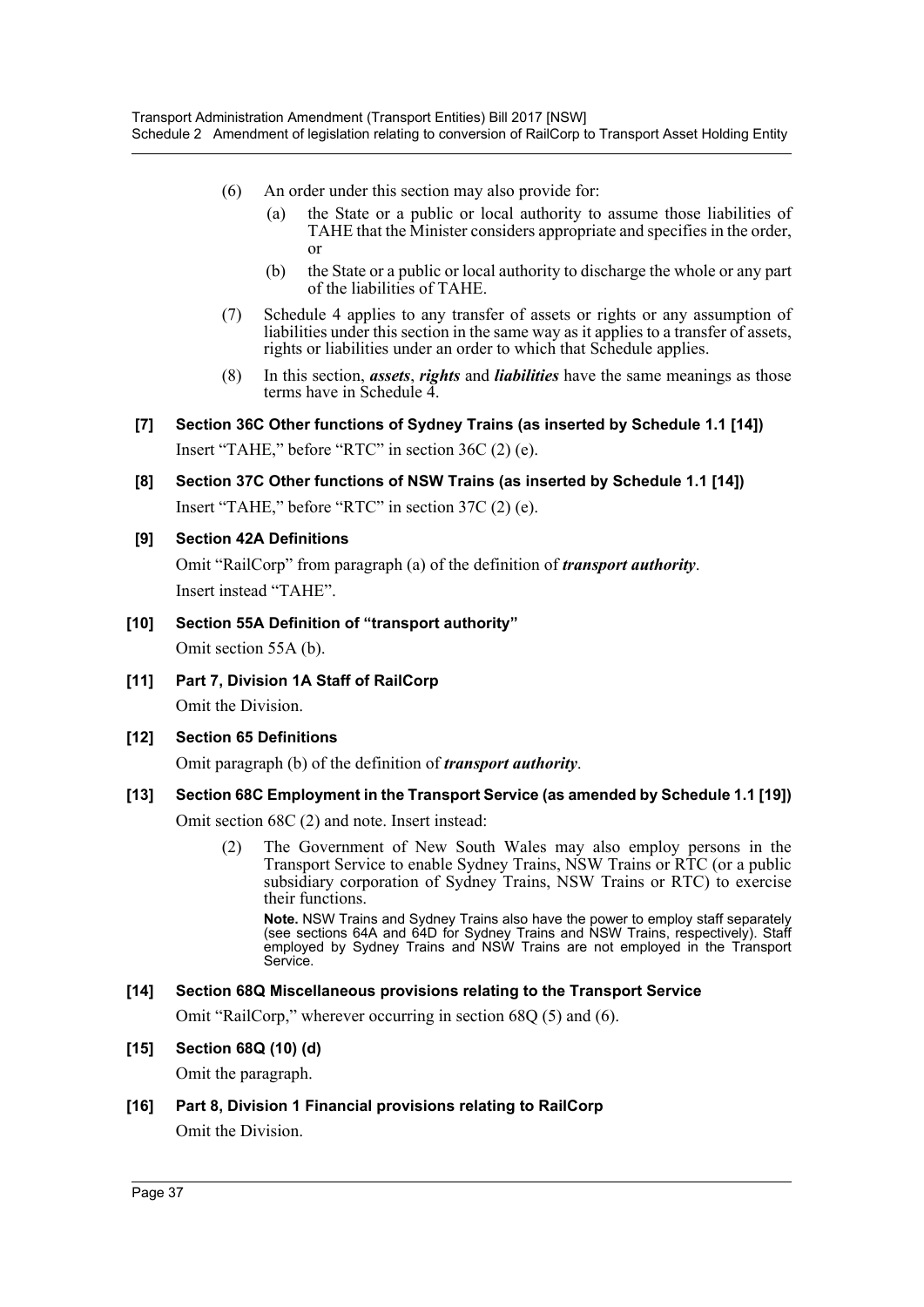(6) An order under this section may also provide for:

(a) the State or a public or local authority to assume those liabilities of TAHE that the Minister considers appropriate and specifies in the order, or

(b) the State or a public or local authority to discharge the whole or any part of the liabilities of TAHE.

(7) Schedule 4 applies to any transfer of assets or rights or any assumption of liabilities under this section in the same way as it applies to a transfer of assets, rights or liabilities under an order to which that Schedule applies.

(8) In this section, ***assets***, ***rights*** and ***liabilities*** have the same meanings as those terms have in Schedule 4.

**[7] Section 36C Other functions of Sydney Trains (as inserted by Schedule 1.1 [14])**

Insert "TAHE," before "RTC" in section 36C (2) (e).

**[8] Section 37C Other functions of NSW Trains (as inserted by Schedule 1.1 [14])**

Insert "TAHE," before "RTC" in section 37C (2) (e).

**[9] Section 42A Definitions**

Omit "RailCorp" from paragraph (a) of the definition of ***transport authority***.

Insert instead "TAHE".

**[10] Section 55A Definition of "transport authority"**

Omit section 55A (b).

**[11] Part 7, Division 1A Staff of RailCorp**

Omit the Division.

**[12] Section 65 Definitions**

Omit paragraph (b) of the definition of ***transport authority***.

**[13] Section 68C Employment in the Transport Service (as amended by Schedule 1.1 [19])**

Omit section 68C (2) and note. Insert instead:

(2) The Government of New South Wales may also employ persons in the Transport Service to enable Sydney Trains, NSW Trains or RTC (or a public subsidiary corporation of Sydney Trains, NSW Trains or RTC) to exercise their functions.

**Note.** NSW Trains and Sydney Trains also have the power to employ staff separately (see sections 64A and 64D for Sydney Trains and NSW Trains, respectively). Staff employed by Sydney Trains and NSW Trains are not employed in the Transport Service.

**[14] Section 68Q Miscellaneous provisions relating to the Transport Service**

Omit "RailCorp," wherever occurring in section 68Q (5) and (6).

**[15] Section 68Q (10) (d)**

Omit the paragraph.

**[16] Part 8, Division 1 Financial provisions relating to RailCorp**

Omit the Division.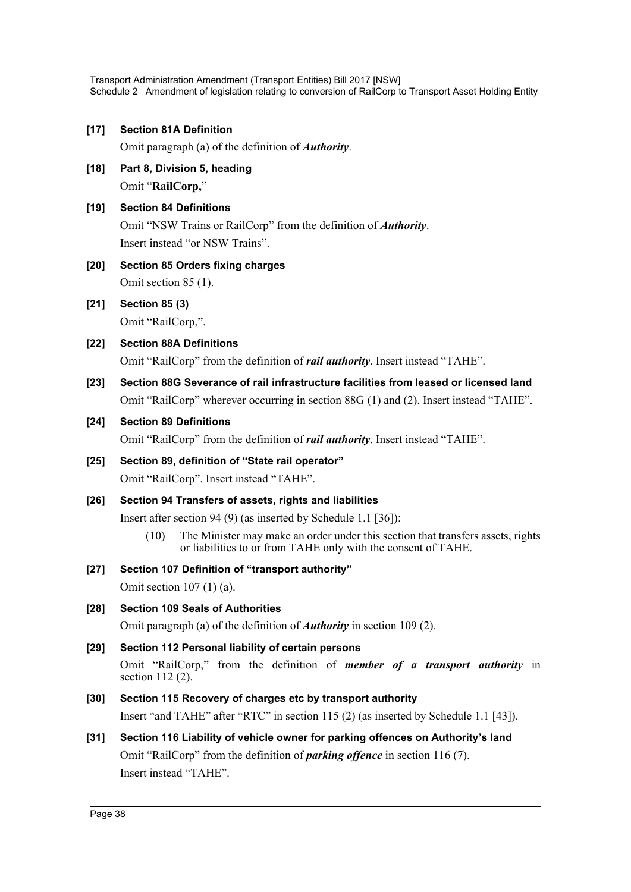**[17] Section 81A Definition**

Omit paragraph (a) of the definition of ***Authority***.

**[18] Part 8, Division 5, heading**

Omit "**RailCorp,**"

**[19] Section 84 Definitions**

Omit "NSW Trains or RailCorp" from the definition of ***Authority***.

Insert instead "or NSW Trains".

**[20] Section 85 Orders fixing charges**

Omit section 85 (1).

**[21] Section 85 (3)**

Omit "RailCorp,".

**[22] Section 88A Definitions**

Omit "RailCorp" from the definition of ***rail authority***. Insert instead "TAHE".

**[23] Section 88G Severance of rail infrastructure facilities from leased or licensed land**

Omit "RailCorp" wherever occurring in section 88G (1) and (2). Insert instead "TAHE".

**[24] Section 89 Definitions**

Omit "RailCorp" from the definition of ***rail authority***. Insert instead "TAHE".

**[25] Section 89, definition of "State rail operator"**

Omit "RailCorp". Insert instead "TAHE".

**[26] Section 94 Transfers of assets, rights and liabilities**

Insert after section 94 (9) (as inserted by Schedule 1.1 [36]):

(10) The Minister may make an order under this section that transfers assets, rights or liabilities to or from TAHE only with the consent of TAHE.

**[27] Section 107 Definition of "transport authority"**

Omit section 107 (1) (a).

**[28] Section 109 Seals of Authorities**

Omit paragraph (a) of the definition of ***Authority*** in section 109 (2).

**[29] Section 112 Personal liability of certain persons**

Omit "RailCorp," from the definition of ***member of a transport authority*** in section 112 (2).

**[30] Section 115 Recovery of charges etc by transport authority**

Insert "and TAHE" after "RTC" in section 115 (2) (as inserted by Schedule 1.1 [43]).

**[31] Section 116 Liability of vehicle owner for parking offences on Authority's land**

Omit "RailCorp" from the definition of ***parking offence*** in section 116 (7).

Insert instead "TAHE".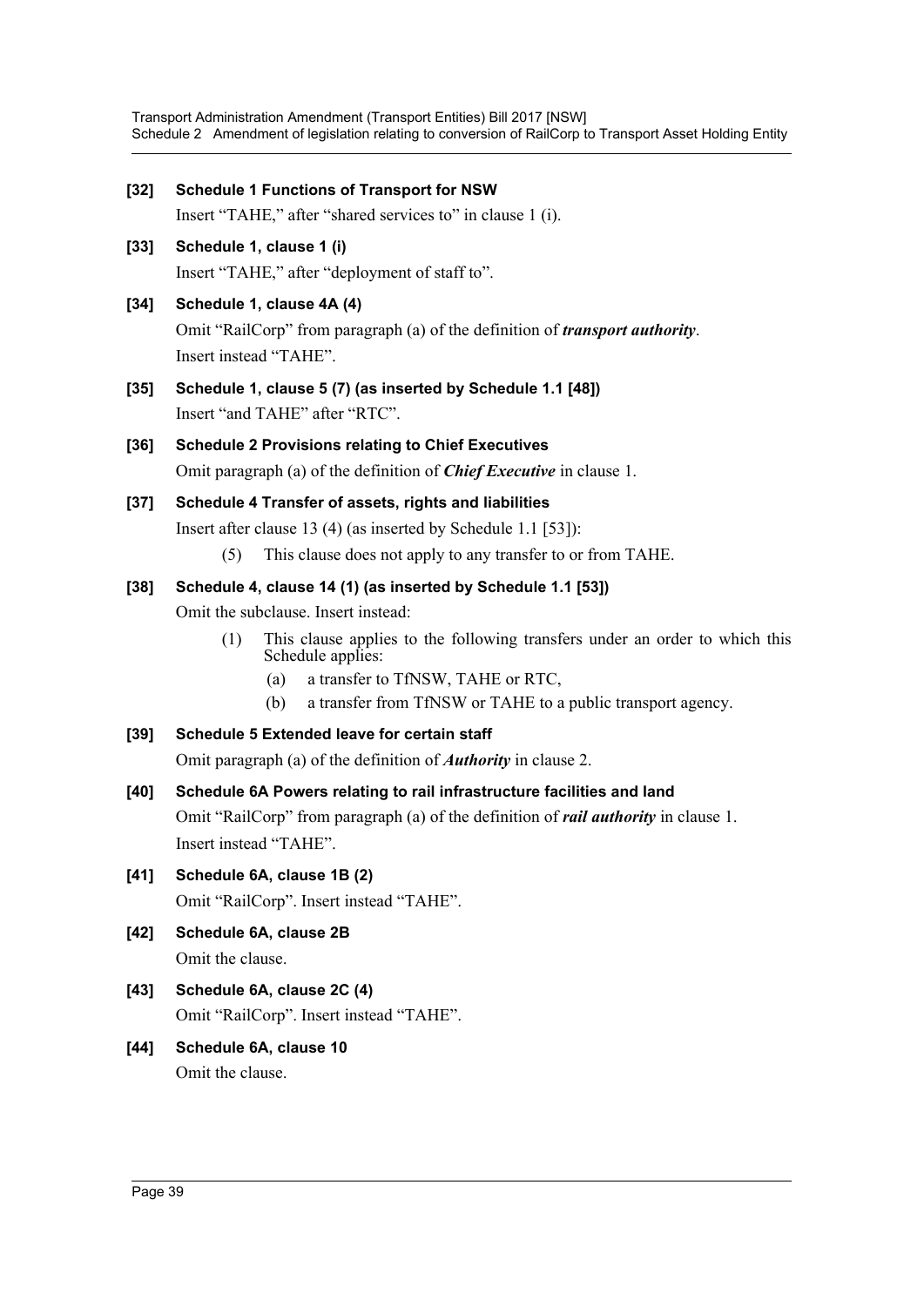**[32] Schedule 1 Functions of Transport for NSW**

Insert "TAHE," after "shared services to" in clause 1 (i).

**[33] Schedule 1, clause 1 (i)**

Insert "TAHE," after "deployment of staff to".

**[34] Schedule 1, clause 4A (4)**

Omit "RailCorp" from paragraph (a) of the definition of ***transport authority***.

Insert instead "TAHE".

**[35] Schedule 1, clause 5 (7) (as inserted by Schedule 1.1 [48])**

Insert "and TAHE" after "RTC".

**[36] Schedule 2 Provisions relating to Chief Executives**

Omit paragraph (a) of the definition of ***Chief Executive*** in clause 1.

**[37] Schedule 4 Transfer of assets, rights and liabilities**

Insert after clause 13 (4) (as inserted by Schedule 1.1 [53]):

(5) This clause does not apply to any transfer to or from TAHE.

**[38] Schedule 4, clause 14 (1) (as inserted by Schedule 1.1 [53])**

Omit the subclause. Insert instead:

(1) This clause applies to the following transfers under an order to which this Schedule applies:

(a) a transfer to TfNSW, TAHE or RTC,

(b) a transfer from TfNSW or TAHE to a public transport agency.

**[39] Schedule 5 Extended leave for certain staff**

Omit paragraph (a) of the definition of ***Authority*** in clause 2.

**[40] Schedule 6A Powers relating to rail infrastructure facilities and land**

Omit "RailCorp" from paragraph (a) of the definition of ***rail authority*** in clause 1.

Insert instead "TAHE".

**[41] Schedule 6A, clause 1B (2)**

Omit "RailCorp". Insert instead "TAHE".

**[42] Schedule 6A, clause 2B**

Omit the clause.

**[43] Schedule 6A, clause 2C (4)**

Omit "RailCorp". Insert instead "TAHE".

**[44] Schedule 6A, clause 10**

Omit the clause.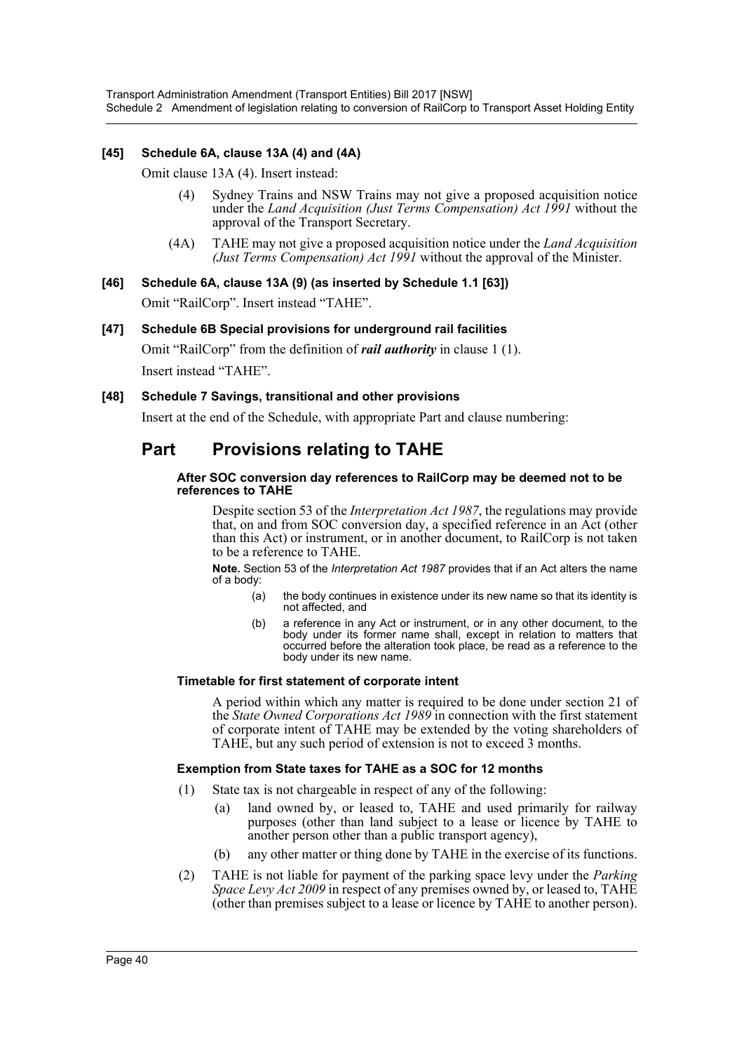### [45] Schedule 6A, clause 13A (4) and (4A)

Omit clause 13A (4). Insert instead:

> (4) Sydney Trains and NSW Trains may not give a proposed acquisition notice under the *Land Acquisition (Just Terms Compensation) Act 1991* without the approval of the Transport Secretary.
>
> (4A) TAHE may not give a proposed acquisition notice under the *Land Acquisition (Just Terms Compensation) Act 1991* without the approval of the Minister.

### [46] Schedule 6A, clause 13A (9) (as inserted by Schedule 1.1 [63])

Omit "RailCorp". Insert instead "TAHE".

### [47] Schedule 6B Special provisions for underground rail facilities

Omit "RailCorp" from the definition of ***rail authority*** in clause 1 (1).

Insert instead "TAHE".

### [48] Schedule 7 Savings, transitional and other provisions

Insert at the end of the Schedule, with appropriate Part and clause numbering:

## Part Provisions relating to TAHE

#### After SOC conversion day references to RailCorp may be deemed not to be references to TAHE

Despite section 53 of the *Interpretation Act 1987*, the regulations may provide that, on and from SOC conversion day, a specified reference in an Act (other than this Act) or instrument, or in another document, to RailCorp is not taken to be a reference to TAHE.

**Note.** Section 53 of the *Interpretation Act 1987* provides that if an Act alters the name of a body:

(a) the body continues in existence under its new name so that its identity is not affected, and

(b) a reference in any Act or instrument, or in any other document, to the body under its former name shall, except in relation to matters that occurred before the alteration took place, be read as a reference to the body under its new name.

#### Timetable for first statement of corporate intent

A period within which any matter is required to be done under section 21 of the *State Owned Corporations Act 1989* in connection with the first statement of corporate intent of TAHE may be extended by the voting shareholders of TAHE, but any such period of extension is not to exceed 3 months.

#### Exemption from State taxes for TAHE as a SOC for 12 months

(1) State tax is not chargeable in respect of any of the following:

(a) land owned by, or leased to, TAHE and used primarily for railway purposes (other than land subject to a lease or licence by TAHE to another person other than a public transport agency),

(b) any other matter or thing done by TAHE in the exercise of its functions.

(2) TAHE is not liable for payment of the parking space levy under the *Parking Space Levy Act 2009* in respect of any premises owned by, or leased to, TAHE (other than premises subject to a lease or licence by TAHE to another person).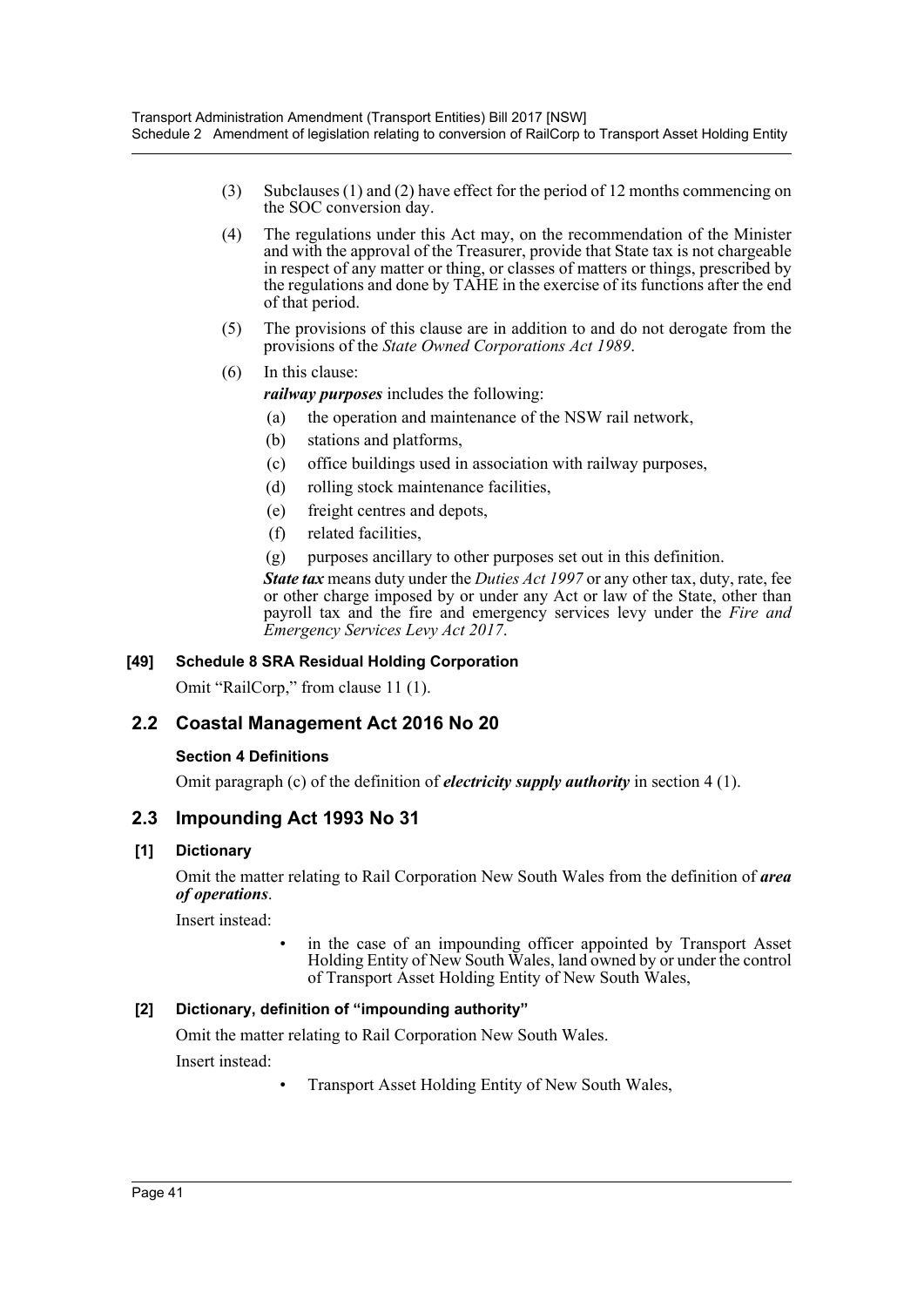(3) Subclauses (1) and (2) have effect for the period of 12 months commencing on the SOC conversion day.

(4) The regulations under this Act may, on the recommendation of the Minister and with the approval of the Treasurer, provide that State tax is not chargeable in respect of any matter or thing, or classes of matters or things, prescribed by the regulations and done by TAHE in the exercise of its functions after the end of that period.

(5) The provisions of this clause are in addition to and do not derogate from the provisions of the *State Owned Corporations Act 1989*.

(6) In this clause:

***railway purposes*** includes the following:

(a) the operation and maintenance of the NSW rail network,

(b) stations and platforms,

(c) office buildings used in association with railway purposes,

(d) rolling stock maintenance facilities,

(e) freight centres and depots,

(f) related facilities,

(g) purposes ancillary to other purposes set out in this definition.

***State tax*** means duty under the *Duties Act 1997* or any other tax, duty, rate, fee or other charge imposed by or under any Act or law of the State, other than payroll tax and the fire and emergency services levy under the *Fire and Emergency Services Levy Act 2017*.

#### [49] Schedule 8 SRA Residual Holding Corporation

Omit "RailCorp," from clause 11 (1).

## 2.2 Coastal Management Act 2016 No 20

#### Section 4 Definitions

Omit paragraph (c) of the definition of ***electricity supply authority*** in section 4 (1).

## 2.3 Impounding Act 1993 No 31

#### [1] Dictionary

Omit the matter relating to Rail Corporation New South Wales from the definition of ***area of operations***.

Insert instead:

- in the case of an impounding officer appointed by Transport Asset Holding Entity of New South Wales, land owned by or under the control of Transport Asset Holding Entity of New South Wales,

#### [2] Dictionary, definition of "impounding authority"

Omit the matter relating to Rail Corporation New South Wales.

Insert instead:

- Transport Asset Holding Entity of New South Wales,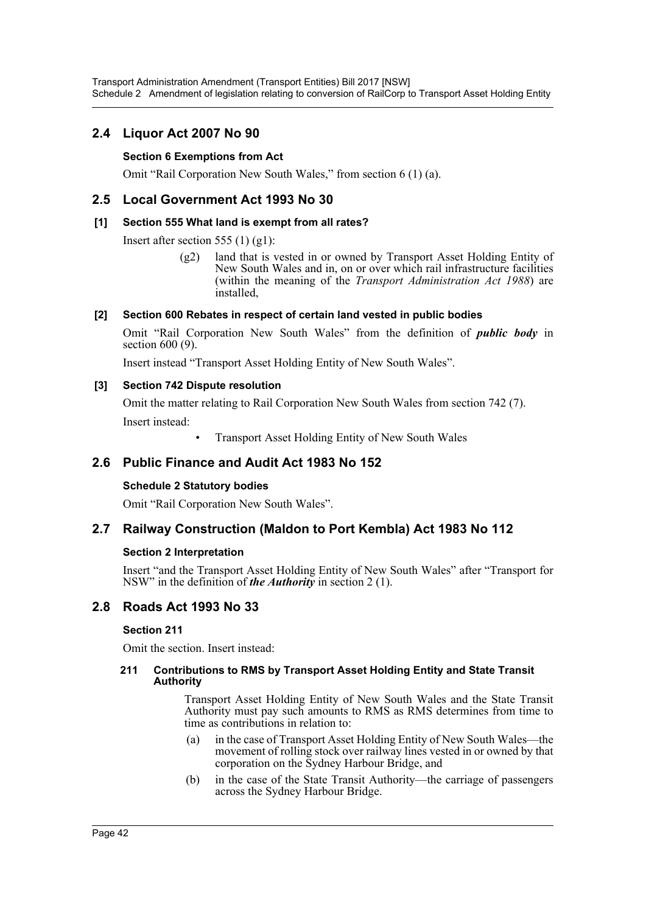## 2.4 Liquor Act 2007 No 90

### Section 6 Exemptions from Act

Omit "Rail Corporation New South Wales," from section 6 (1) (a).

## 2.5 Local Government Act 1993 No 30

### [1] Section 555 What land is exempt from all rates?

Insert after section 555 (1) (g1):

> (g2) land that is vested in or owned by Transport Asset Holding Entity of New South Wales and in, on or over which rail infrastructure facilities (within the meaning of the *Transport Administration Act 1988*) are installed,

### [2] Section 600 Rebates in respect of certain land vested in public bodies

Omit "Rail Corporation New South Wales" from the definition of ***public body*** in section 600 (9).

Insert instead "Transport Asset Holding Entity of New South Wales".

### [3] Section 742 Dispute resolution

Omit the matter relating to Rail Corporation New South Wales from section 742 (7).

Insert instead:

> • Transport Asset Holding Entity of New South Wales

## 2.6 Public Finance and Audit Act 1983 No 152

### Schedule 2 Statutory bodies

Omit "Rail Corporation New South Wales".

## 2.7 Railway Construction (Maldon to Port Kembla) Act 1983 No 112

### Section 2 Interpretation

Insert "and the Transport Asset Holding Entity of New South Wales" after "Transport for NSW" in the definition of ***the Authority*** in section 2 (1).

## 2.8 Roads Act 1993 No 33

### Section 211

Omit the section. Insert instead:

> **211 Contributions to RMS by Transport Asset Holding Entity and State Transit Authority**
>
> Transport Asset Holding Entity of New South Wales and the State Transit Authority must pay such amounts to RMS as RMS determines from time to time as contributions in relation to:
>
> (a) in the case of Transport Asset Holding Entity of New South Wales—the movement of rolling stock over railway lines vested in or owned by that corporation on the Sydney Harbour Bridge, and
>
> (b) in the case of the State Transit Authority—the carriage of passengers across the Sydney Harbour Bridge.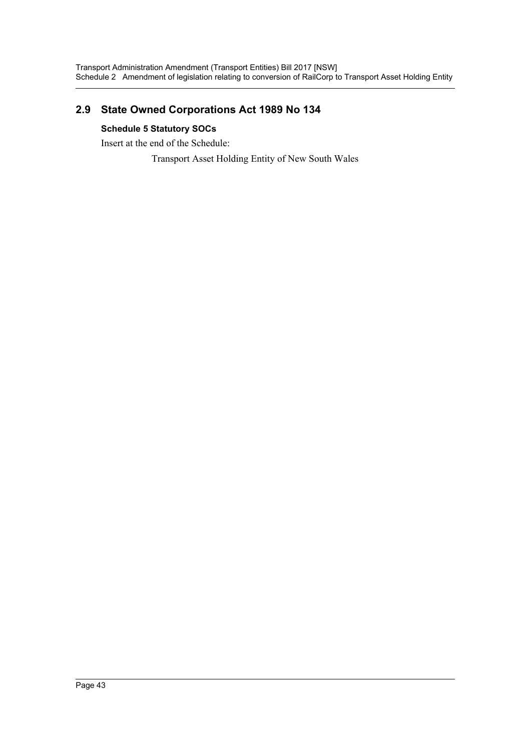## 2.9 State Owned Corporations Act 1989 No 134

**Schedule 5 Statutory SOCs**

Insert at the end of the Schedule:

Transport Asset Holding Entity of New South Wales